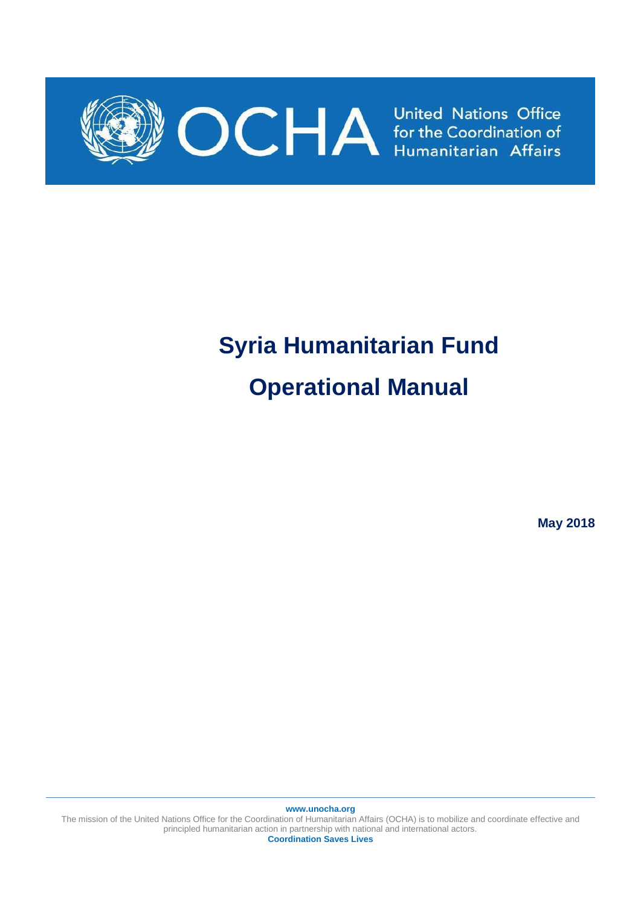OCHA United Nations Office for the Coordination of Humanitarian Affairs

# Syria Humanitarian Fund

# Operational Manual

**May 2018**

**www.unocha.org**

The mission of the United Nations Office for the Coordination of Humanitarian Affairs (OCHA) is to mobilize and coordinate effective and principled humanitarian action in partnership with national and international actors.

**Coordination Saves Lives**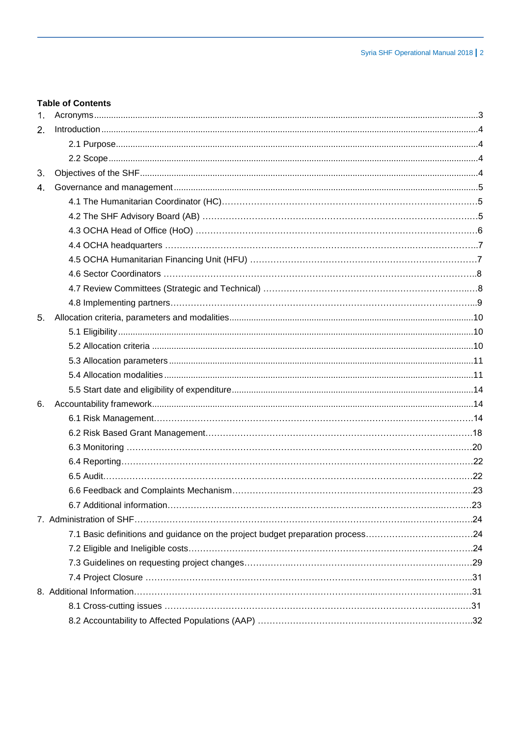**Table of Contents**

1. Acronyms ........................................................................................................ 3
2. Introduction ..................................................................................................... 4
   - 2.1 Purpose ................................................................................................. 4
   - 2.2 Scope .................................................................................................... 4
3. Objectives of the SHF ....................................................................................... 4
4. Governance and management ............................................................................ 5
   - 4.1 The Humanitarian Coordinator (HC) ........................................................... 5
   - 4.2 The SHF Advisory Board (AB) ................................................................... 5
   - 4.3 OCHA Head of Office (HoO) ...................................................................... 6
   - 4.4 OCHA headquarters ................................................................................. 7
   - 4.5 OCHA Humanitarian Financing Unit (HFU) .................................................. 7
   - 4.6 Sector Coordinators ................................................................................. 8
   - 4.7 Review Committees (Strategic and Technical) .............................................. 8
   - 4.8 Implementing partners .............................................................................. 9
5. Allocation criteria, parameters and modalities ...................................................... 10
   - 5.1 Eligibility ............................................................................................... 10
   - 5.2 Allocation criteria .................................................................................... 10
   - 5.3 Allocation parameters ............................................................................... 11
   - 5.4 Allocation modalities ................................................................................ 11
   - 5.5 Start date and eligibility of expenditure ....................................................... 14
6. Accountability framework ................................................................................... 14
   - 6.1 Risk Management .................................................................................... 14
   - 6.2 Risk Based Grant Management .................................................................. 18
   - 6.3 Monitoring ............................................................................................. 20
   - 6.4 Reporting ............................................................................................... 22
   - 6.5 Audit ..................................................................................................... 22
   - 6.6 Feedback and Complaints Mechanism ......................................................... 23
   - 6.7 Additional information .............................................................................. 23
7. Administration of SHF ....................................................................................... 24
   - 7.1 Basic definitions and guidance on the project budget preparation process ........ 24
   - 7.2 Eligible and Ineligible costs ....................................................................... 24
   - 7.3 Guidelines on requesting project changes .................................................... 29
   - 7.4 Project Closure ........................................................................................ 31
8. Additional Information ....................................................................................... 31
   - 8.1 Cross-cutting issues ................................................................................. 31
   - 8.2 Accountability to Affected Populations (AAP) ............................................... 32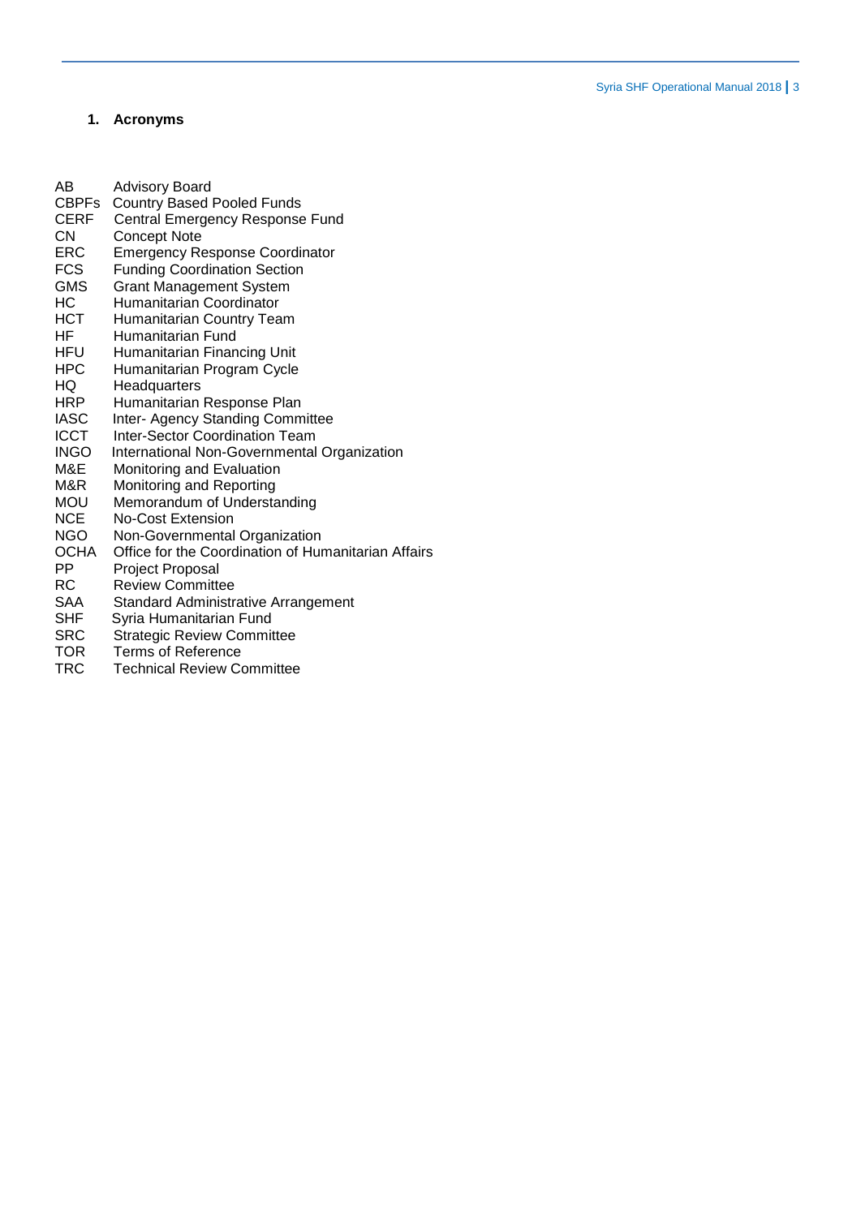## 1. Acronyms

| | |
|---|---|
| AB | Advisory Board |
| CBPFs | Country Based Pooled Funds |
| CERF | Central Emergency Response Fund |
| CN | Concept Note |
| ERC | Emergency Response Coordinator |
| FCS | Funding Coordination Section |
| GMS | Grant Management System |
| HC | Humanitarian Coordinator |
| HCT | Humanitarian Country Team |
| HF | Humanitarian Fund |
| HFU | Humanitarian Financing Unit |
| HPC | Humanitarian Program Cycle |
| HQ | Headquarters |
| HRP | Humanitarian Response Plan |
| IASC | Inter- Agency Standing Committee |
| ICCT | Inter-Sector Coordination Team |
| INGO | International Non-Governmental Organization |
| M&E | Monitoring and Evaluation |
| M&R | Monitoring and Reporting |
| MOU | Memorandum of Understanding |
| NCE | No-Cost Extension |
| NGO | Non-Governmental Organization |
| OCHA | Office for the Coordination of Humanitarian Affairs |
| PP | Project Proposal |
| RC | Review Committee |
| SAA | Standard Administrative Arrangement |
| SHF | Syria Humanitarian Fund |
| SRC | Strategic Review Committee |
| TOR | Terms of Reference |
| TRC | Technical Review Committee |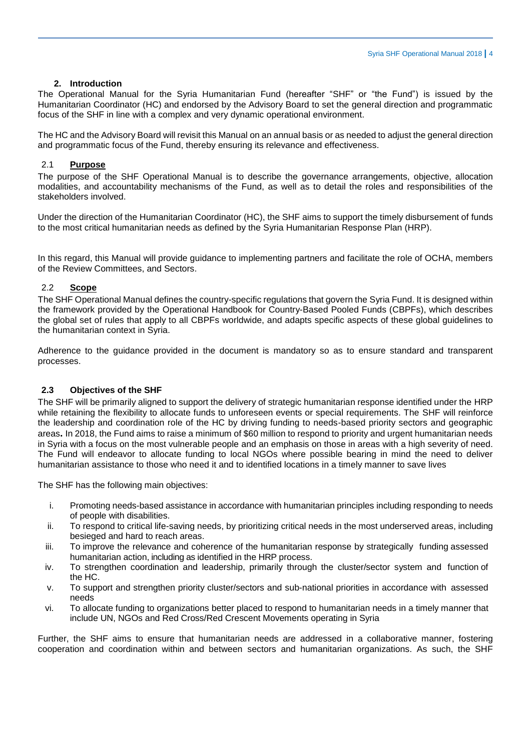## 2. Introduction

The Operational Manual for the Syria Humanitarian Fund (hereafter "SHF" or "the Fund") is issued by the Humanitarian Coordinator (HC) and endorsed by the Advisory Board to set the general direction and programmatic focus of the SHF in line with a complex and very dynamic operational environment.

The HC and the Advisory Board will revisit this Manual on an annual basis or as needed to adjust the general direction and programmatic focus of the Fund, thereby ensuring its relevance and effectiveness.

### 2.1 Purpose

The purpose of the SHF Operational Manual is to describe the governance arrangements, objective, allocation modalities, and accountability mechanisms of the Fund, as well as to detail the roles and responsibilities of the stakeholders involved.

Under the direction of the Humanitarian Coordinator (HC), the SHF aims to support the timely disbursement of funds to the most critical humanitarian needs as defined by the Syria Humanitarian Response Plan (HRP).

In this regard, this Manual will provide guidance to implementing partners and facilitate the role of OCHA, members of the Review Committees, and Sectors.

### 2.2 Scope

The SHF Operational Manual defines the country-specific regulations that govern the Syria Fund. It is designed within the framework provided by the Operational Handbook for Country-Based Pooled Funds (CBPFs), which describes the global set of rules that apply to all CBPFs worldwide, and adapts specific aspects of these global guidelines to the humanitarian context in Syria.

Adherence to the guidance provided in the document is mandatory so as to ensure standard and transparent processes.

### 2.3 Objectives of the SHF

The SHF will be primarily aligned to support the delivery of strategic humanitarian response identified under the HRP while retaining the flexibility to allocate funds to unforeseen events or special requirements. The SHF will reinforce the leadership and coordination role of the HC by driving funding to needs-based priority sectors and geographic areas**.** In 2018, the Fund aims to raise a minimum of $60 million to respond to priority and urgent humanitarian needs in Syria with a focus on the most vulnerable people and an emphasis on those in areas with a high severity of need. The Fund will endeavor to allocate funding to local NGOs where possible bearing in mind the need to deliver humanitarian assistance to those who need it and to identified locations in a timely manner to save lives

The SHF has the following main objectives:

i. Promoting needs-based assistance in accordance with humanitarian principles including responding to needs of people with disabilities.
ii. To respond to critical life-saving needs, by prioritizing critical needs in the most underserved areas, including besieged and hard to reach areas.
iii. To improve the relevance and coherence of the humanitarian response by strategically funding assessed humanitarian action, including as identified in the HRP process.
iv. To strengthen coordination and leadership, primarily through the cluster/sector system and function of the HC.
v. To support and strengthen priority cluster/sectors and sub-national priorities in accordance with assessed needs
vi. To allocate funding to organizations better placed to respond to humanitarian needs in a timely manner that include UN, NGOs and Red Cross/Red Crescent Movements operating in Syria

Further, the SHF aims to ensure that humanitarian needs are addressed in a collaborative manner, fostering cooperation and coordination within and between sectors and humanitarian organizations. As such, the SHF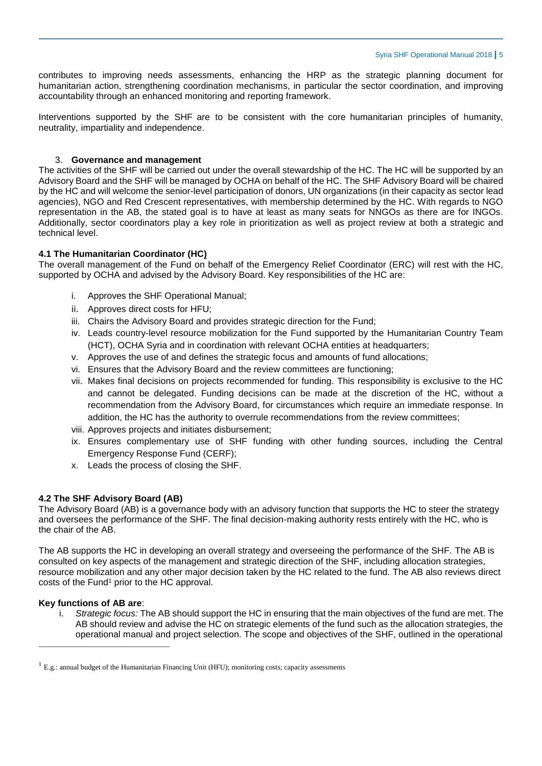contributes to improving needs assessments, enhancing the HRP as the strategic planning document for humanitarian action, strengthening coordination mechanisms, in particular the sector coordination, and improving accountability through an enhanced monitoring and reporting framework.

Interventions supported by the SHF are to be consistent with the core humanitarian principles of humanity, neutrality, impartiality and independence.

## 3. Governance and management

The activities of the SHF will be carried out under the overall stewardship of the HC. The HC will be supported by an Advisory Board and the SHF will be managed by OCHA on behalf of the HC. The SHF Advisory Board will be chaired by the HC and will welcome the senior-level participation of donors, UN organizations (in their capacity as sector lead agencies), NGO and Red Crescent representatives, with membership determined by the HC. With regards to NGO representation in the AB, the stated goal is to have at least as many seats for NNGOs as there are for INGOs. Additionally, sector coordinators play a key role in prioritization as well as project review at both a strategic and technical level.

### 4.1 The Humanitarian Coordinator (HC)

The overall management of the Fund on behalf of the Emergency Relief Coordinator (ERC) will rest with the HC, supported by OCHA and advised by the Advisory Board. Key responsibilities of the HC are:

i. Approves the SHF Operational Manual;
ii. Approves direct costs for HFU;
iii. Chairs the Advisory Board and provides strategic direction for the Fund;
iv. Leads country-level resource mobilization for the Fund supported by the Humanitarian Country Team (HCT), OCHA Syria and in coordination with relevant OCHA entities at headquarters;
v. Approves the use of and defines the strategic focus and amounts of fund allocations;
vi. Ensures that the Advisory Board and the review committees are functioning;
vii. Makes final decisions on projects recommended for funding. This responsibility is exclusive to the HC and cannot be delegated. Funding decisions can be made at the discretion of the HC, without a recommendation from the Advisory Board, for circumstances which require an immediate response. In addition, the HC has the authority to overrule recommendations from the review committees;
viii. Approves projects and initiates disbursement;
ix. Ensures complementary use of SHF funding with other funding sources, including the Central Emergency Response Fund (CERF);
x. Leads the process of closing the SHF.

### 4.2 The SHF Advisory Board (AB)

The Advisory Board (AB) is a governance body with an advisory function that supports the HC to steer the strategy and oversees the performance of the SHF. The final decision-making authority rests entirely with the HC, who is the chair of the AB.

The AB supports the HC in developing an overall strategy and overseeing the performance of the SHF. The AB is consulted on key aspects of the management and strategic direction of the SHF, including allocation strategies, resource mobilization and any other major decision taken by the HC related to the fund. The AB also reviews direct costs of the Fund[1] prior to the HC approval.

**Key functions of AB are**:

i. *Strategic focus:* The AB should support the HC in ensuring that the main objectives of the fund are met. The AB should review and advise the HC on strategic elements of the fund such as the allocation strategies, the operational manual and project selection. The scope and objectives of the SHF, outlined in the operational

[1] E.g.: annual budget of the Humanitarian Financing Unit (HFU); monitoring costs; capacity assessments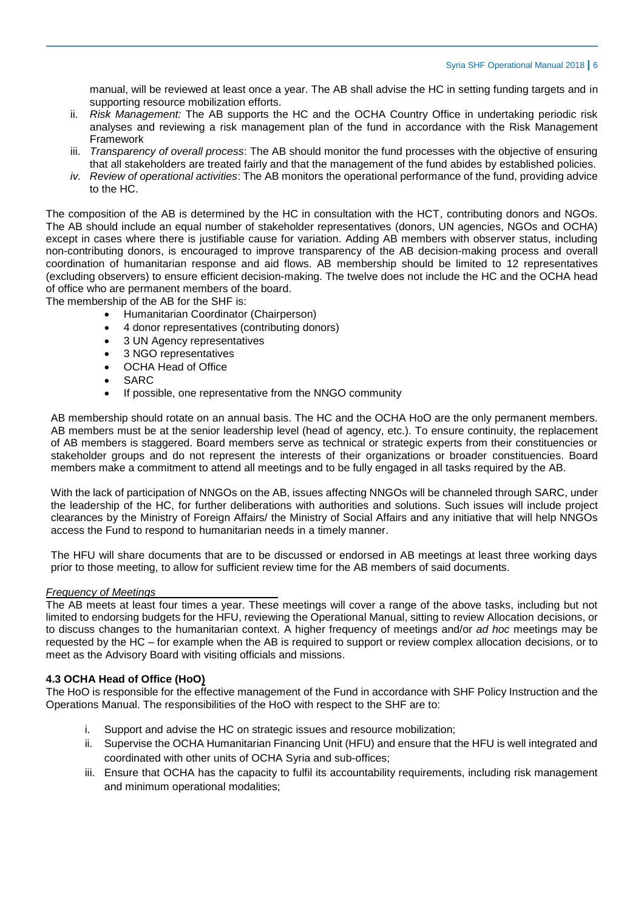manual, will be reviewed at least once a year. The AB shall advise the HC in setting funding targets and in supporting resource mobilization efforts.

ii. *Risk Management:* The AB supports the HC and the OCHA Country Office in undertaking periodic risk analyses and reviewing a risk management plan of the fund in accordance with the Risk Management Framework

iii. *Transparency of overall process*: The AB should monitor the fund processes with the objective of ensuring that all stakeholders are treated fairly and that the management of the fund abides by established policies.

iv. *Review of operational activities*: The AB monitors the operational performance of the fund, providing advice to the HC.

The composition of the AB is determined by the HC in consultation with the HCT, contributing donors and NGOs. The AB should include an equal number of stakeholder representatives (donors, UN agencies, NGOs and OCHA) except in cases where there is justifiable cause for variation. Adding AB members with observer status, including non-contributing donors, is encouraged to improve transparency of the AB decision-making process and overall coordination of humanitarian response and aid flows. AB membership should be limited to 12 representatives (excluding observers) to ensure efficient decision-making. The twelve does not include the HC and the OCHA head of office who are permanent members of the board.

The membership of the AB for the SHF is:

- Humanitarian Coordinator (Chairperson)
- 4 donor representatives (contributing donors)
- 3 UN Agency representatives
- 3 NGO representatives
- OCHA Head of Office
- SARC
- If possible, one representative from the NNGO community

AB membership should rotate on an annual basis. The HC and the OCHA HoO are the only permanent members. AB members must be at the senior leadership level (head of agency, etc.). To ensure continuity, the replacement of AB members is staggered. Board members serve as technical or strategic experts from their constituencies or stakeholder groups and do not represent the interests of their organizations or broader constituencies. Board members make a commitment to attend all meetings and to be fully engaged in all tasks required by the AB.

With the lack of participation of NNGOs on the AB, issues affecting NNGOs will be channeled through SARC, under the leadership of the HC, for further deliberations with authorities and solutions. Such issues will include project clearances by the Ministry of Foreign Affairs/ the Ministry of Social Affairs and any initiative that will help NNGOs access the Fund to respond to humanitarian needs in a timely manner.

The HFU will share documents that are to be discussed or endorsed in AB meetings at least three working days prior to those meeting, to allow for sufficient review time for the AB members of said documents.

*Frequency of Meetings*

The AB meets at least four times a year. These meetings will cover a range of the above tasks, including but not limited to endorsing budgets for the HFU, reviewing the Operational Manual, sitting to review Allocation decisions, or to discuss changes to the humanitarian context. A higher frequency of meetings and/or *ad hoc* meetings may be requested by the HC – for example when the AB is required to support or review complex allocation decisions, or to meet as the Advisory Board with visiting officials and missions.

#### 4.3 OCHA Head of Office (HoO)

The HoO is responsible for the effective management of the Fund in accordance with SHF Policy Instruction and the Operations Manual. The responsibilities of the HoO with respect to the SHF are to:

i. Support and advise the HC on strategic issues and resource mobilization;

ii. Supervise the OCHA Humanitarian Financing Unit (HFU) and ensure that the HFU is well integrated and coordinated with other units of OCHA Syria and sub-offices;

iii. Ensure that OCHA has the capacity to fulfil its accountability requirements, including risk management and minimum operational modalities;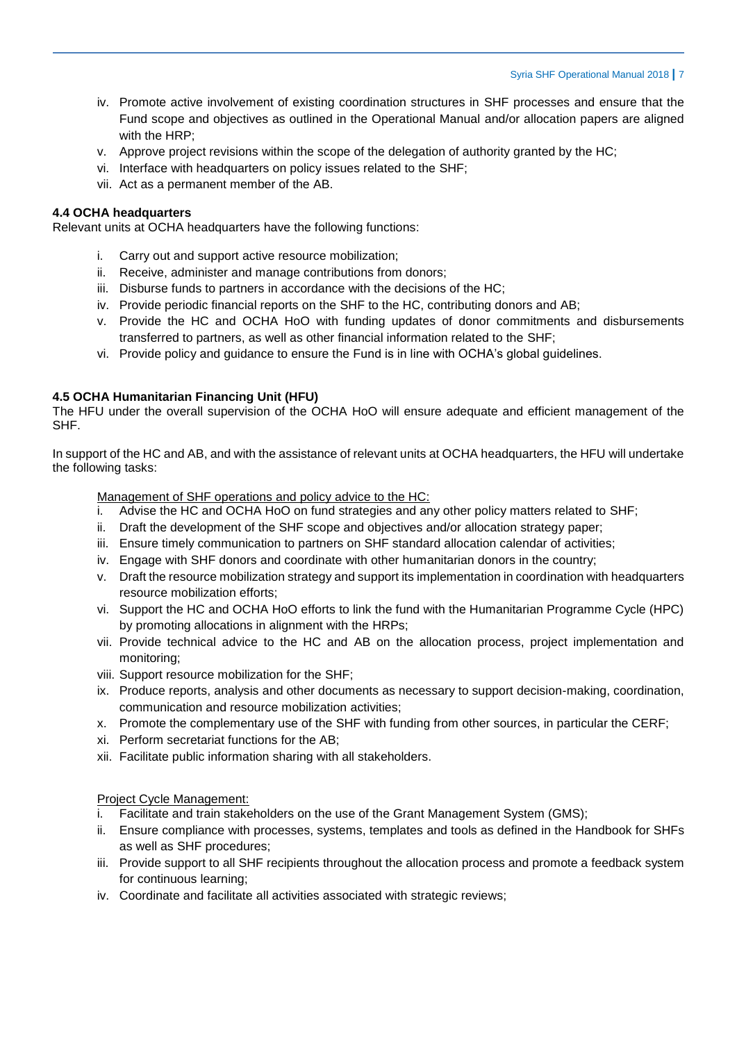iv. Promote active involvement of existing coordination structures in SHF processes and ensure that the Fund scope and objectives as outlined in the Operational Manual and/or allocation papers are aligned with the HRP;
v. Approve project revisions within the scope of the delegation of authority granted by the HC;
vi. Interface with headquarters on policy issues related to the SHF;
vii. Act as a permanent member of the AB.

#### 4.4 OCHA headquarters

Relevant units at OCHA headquarters have the following functions:

i. Carry out and support active resource mobilization;
ii. Receive, administer and manage contributions from donors;
iii. Disburse funds to partners in accordance with the decisions of the HC;
iv. Provide periodic financial reports on the SHF to the HC, contributing donors and AB;
v. Provide the HC and OCHA HoO with funding updates of donor commitments and disbursements transferred to partners, as well as other financial information related to the SHF;
vi. Provide policy and guidance to ensure the Fund is in line with OCHA's global guidelines.

#### 4.5 OCHA Humanitarian Financing Unit (HFU)

The HFU under the overall supervision of the OCHA HoO will ensure adequate and efficient management of the SHF.

In support of the HC and AB, and with the assistance of relevant units at OCHA headquarters, the HFU will undertake the following tasks:

Management of SHF operations and policy advice to the HC:

i. Advise the HC and OCHA HoO on fund strategies and any other policy matters related to SHF;
ii. Draft the development of the SHF scope and objectives and/or allocation strategy paper;
iii. Ensure timely communication to partners on SHF standard allocation calendar of activities;
iv. Engage with SHF donors and coordinate with other humanitarian donors in the country;
v. Draft the resource mobilization strategy and support its implementation in coordination with headquarters resource mobilization efforts;
vi. Support the HC and OCHA HoO efforts to link the fund with the Humanitarian Programme Cycle (HPC) by promoting allocations in alignment with the HRPs;
vii. Provide technical advice to the HC and AB on the allocation process, project implementation and monitoring;
viii. Support resource mobilization for the SHF;
ix. Produce reports, analysis and other documents as necessary to support decision-making, coordination, communication and resource mobilization activities;
x. Promote the complementary use of the SHF with funding from other sources, in particular the CERF;
xi. Perform secretariat functions for the AB;
xii. Facilitate public information sharing with all stakeholders.

Project Cycle Management:

i. Facilitate and train stakeholders on the use of the Grant Management System (GMS);
ii. Ensure compliance with processes, systems, templates and tools as defined in the Handbook for SHFs as well as SHF procedures;
iii. Provide support to all SHF recipients throughout the allocation process and promote a feedback system for continuous learning;
iv. Coordinate and facilitate all activities associated with strategic reviews;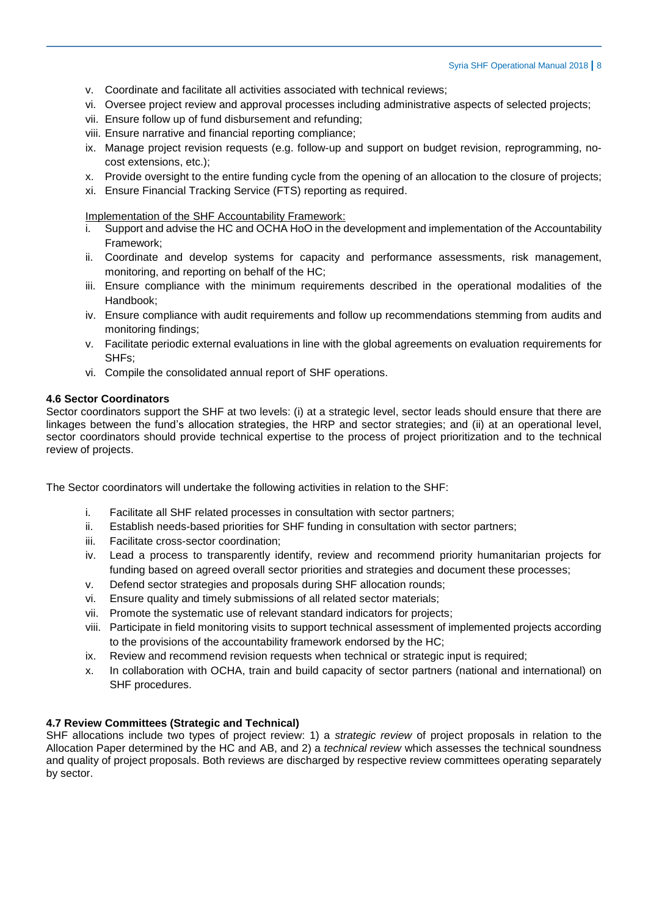v. Coordinate and facilitate all activities associated with technical reviews;
vi. Oversee project review and approval processes including administrative aspects of selected projects;
vii. Ensure follow up of fund disbursement and refunding;
viii. Ensure narrative and financial reporting compliance;
ix. Manage project revision requests (e.g. follow-up and support on budget revision, reprogramming, no-cost extensions, etc.);
x. Provide oversight to the entire funding cycle from the opening of an allocation to the closure of projects;
xi. Ensure Financial Tracking Service (FTS) reporting as required.

<u>Implementation of the SHF Accountability Framework:</u>

i. Support and advise the HC and OCHA HoO in the development and implementation of the Accountability Framework;
ii. Coordinate and develop systems for capacity and performance assessments, risk management, monitoring, and reporting on behalf of the HC;
iii. Ensure compliance with the minimum requirements described in the operational modalities of the Handbook;
iv. Ensure compliance with audit requirements and follow up recommendations stemming from audits and monitoring findings;
v. Facilitate periodic external evaluations in line with the global agreements on evaluation requirements for SHFs;
vi. Compile the consolidated annual report of SHF operations.

### 4.6 Sector Coordinators

Sector coordinators support the SHF at two levels: (i) at a strategic level, sector leads should ensure that there are linkages between the fund's allocation strategies, the HRP and sector strategies; and (ii) at an operational level, sector coordinators should provide technical expertise to the process of project prioritization and to the technical review of projects.

The Sector coordinators will undertake the following activities in relation to the SHF:

i. Facilitate all SHF related processes in consultation with sector partners;
ii. Establish needs-based priorities for SHF funding in consultation with sector partners;
iii. Facilitate cross-sector coordination;
iv. Lead a process to transparently identify, review and recommend priority humanitarian projects for funding based on agreed overall sector priorities and strategies and document these processes;
v. Defend sector strategies and proposals during SHF allocation rounds;
vi. Ensure quality and timely submissions of all related sector materials;
vii. Promote the systematic use of relevant standard indicators for projects;
viii. Participate in field monitoring visits to support technical assessment of implemented projects according to the provisions of the accountability framework endorsed by the HC;
ix. Review and recommend revision requests when technical or strategic input is required;
x. In collaboration with OCHA, train and build capacity of sector partners (national and international) on SHF procedures.

### 4.7 Review Committees (Strategic and Technical)

SHF allocations include two types of project review: 1) a *strategic review* of project proposals in relation to the Allocation Paper determined by the HC and AB, and 2) a *technical review* which assesses the technical soundness and quality of project proposals. Both reviews are discharged by respective review committees operating separately by sector.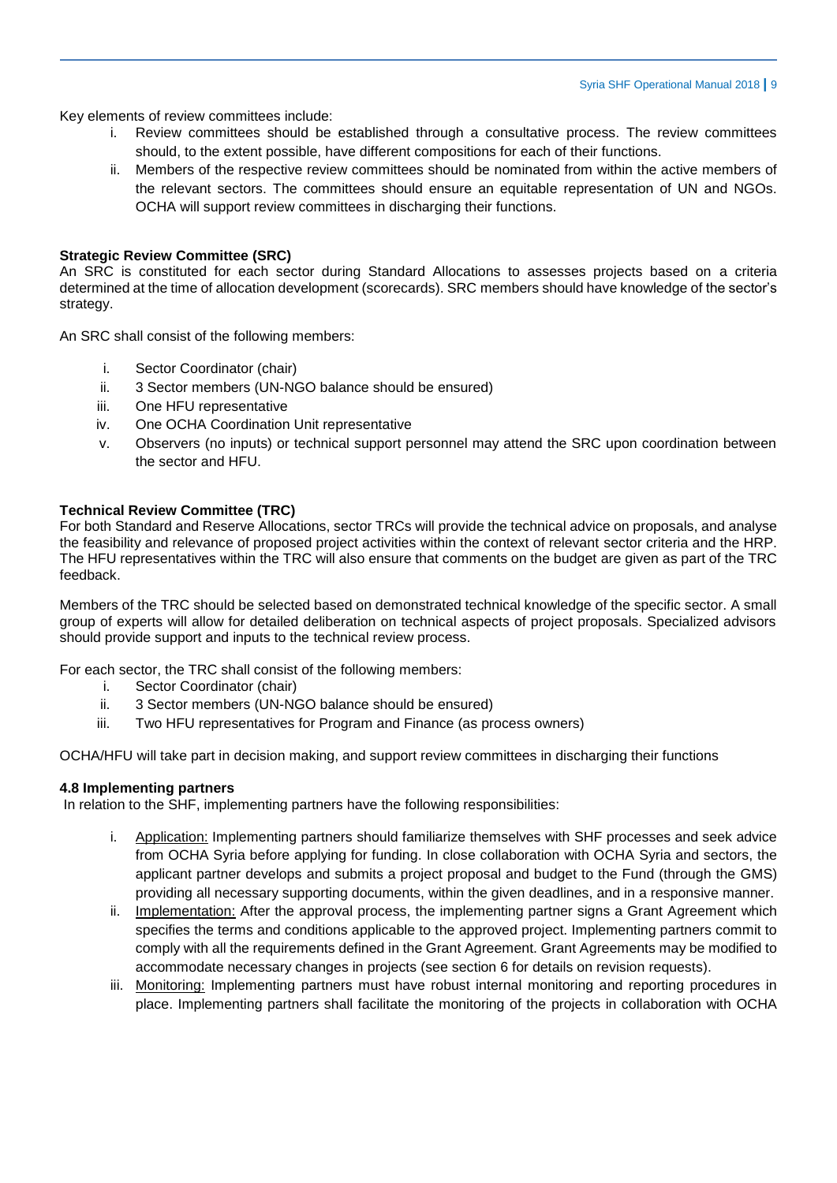Key elements of review committees include:

i. Review committees should be established through a consultative process. The review committees should, to the extent possible, have different compositions for each of their functions.
ii. Members of the respective review committees should be nominated from within the active members of the relevant sectors. The committees should ensure an equitable representation of UN and NGOs. OCHA will support review committees in discharging their functions.

**Strategic Review Committee (SRC)**

An SRC is constituted for each sector during Standard Allocations to assesses projects based on a criteria determined at the time of allocation development (scorecards). SRC members should have knowledge of the sector's strategy.

An SRC shall consist of the following members:

i. Sector Coordinator (chair)
ii. 3 Sector members (UN-NGO balance should be ensured)
iii. One HFU representative
iv. One OCHA Coordination Unit representative
v. Observers (no inputs) or technical support personnel may attend the SRC upon coordination between the sector and HFU.

**Technical Review Committee (TRC)**

For both Standard and Reserve Allocations, sector TRCs will provide the technical advice on proposals, and analyse the feasibility and relevance of proposed project activities within the context of relevant sector criteria and the HRP. The HFU representatives within the TRC will also ensure that comments on the budget are given as part of the TRC feedback.

Members of the TRC should be selected based on demonstrated technical knowledge of the specific sector. A small group of experts will allow for detailed deliberation on technical aspects of project proposals. Specialized advisors should provide support and inputs to the technical review process.

For each sector, the TRC shall consist of the following members:

i. Sector Coordinator (chair)
ii. 3 Sector members (UN-NGO balance should be ensured)
iii. Two HFU representatives for Program and Finance (as process owners)

OCHA/HFU will take part in decision making, and support review committees in discharging their functions

**4.8 Implementing partners**

In relation to the SHF, implementing partners have the following responsibilities:

i. Application: Implementing partners should familiarize themselves with SHF processes and seek advice from OCHA Syria before applying for funding. In close collaboration with OCHA Syria and sectors, the applicant partner develops and submits a project proposal and budget to the Fund (through the GMS) providing all necessary supporting documents, within the given deadlines, and in a responsive manner.
ii. Implementation: After the approval process, the implementing partner signs a Grant Agreement which specifies the terms and conditions applicable to the approved project. Implementing partners commit to comply with all the requirements defined in the Grant Agreement. Grant Agreements may be modified to accommodate necessary changes in projects (see section 6 for details on revision requests).
iii. Monitoring: Implementing partners must have robust internal monitoring and reporting procedures in place. Implementing partners shall facilitate the monitoring of the projects in collaboration with OCHA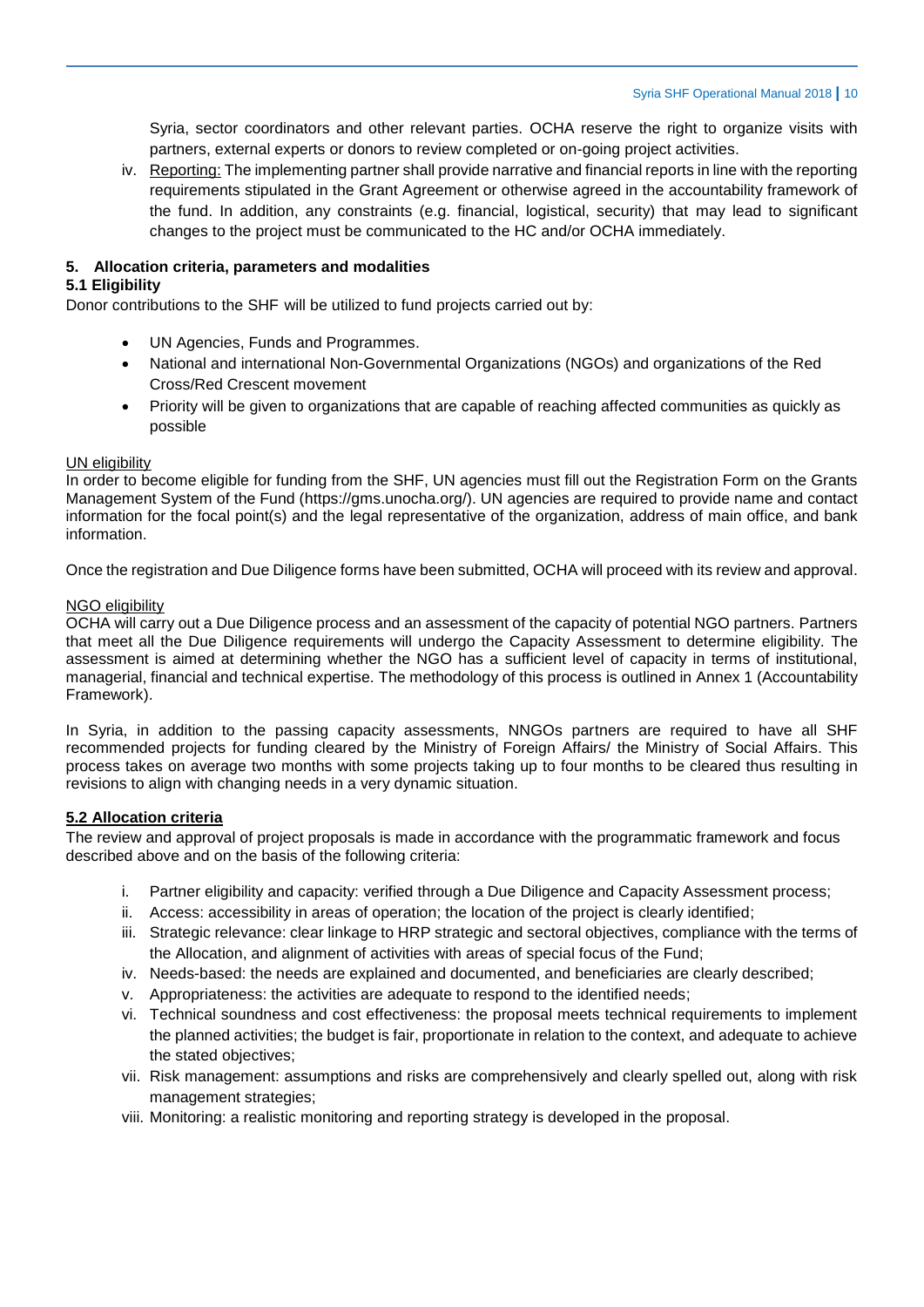Syria, sector coordinators and other relevant parties. OCHA reserve the right to organize visits with partners, external experts or donors to review completed or on-going project activities.

iv. Reporting: The implementing partner shall provide narrative and financial reports in line with the reporting requirements stipulated in the Grant Agreement or otherwise agreed in the accountability framework of the fund. In addition, any constraints (e.g. financial, logistical, security) that may lead to significant changes to the project must be communicated to the HC and/or OCHA immediately.

## 5. Allocation criteria, parameters and modalities

### 5.1 Eligibility

Donor contributions to the SHF will be utilized to fund projects carried out by:

- UN Agencies, Funds and Programmes.
- National and international Non-Governmental Organizations (NGOs) and organizations of the Red Cross/Red Crescent movement
- Priority will be given to organizations that are capable of reaching affected communities as quickly as possible

UN eligibility

In order to become eligible for funding from the SHF, UN agencies must fill out the Registration Form on the Grants Management System of the Fund (https://gms.unocha.org/). UN agencies are required to provide name and contact information for the focal point(s) and the legal representative of the organization, address of main office, and bank information.

Once the registration and Due Diligence forms have been submitted, OCHA will proceed with its review and approval.

NGO eligibility

OCHA will carry out a Due Diligence process and an assessment of the capacity of potential NGO partners. Partners that meet all the Due Diligence requirements will undergo the Capacity Assessment to determine eligibility. The assessment is aimed at determining whether the NGO has a sufficient level of capacity in terms of institutional, managerial, financial and technical expertise. The methodology of this process is outlined in Annex 1 (Accountability Framework).

In Syria, in addition to the passing capacity assessments, NNGOs partners are required to have all SHF recommended projects for funding cleared by the Ministry of Foreign Affairs/ the Ministry of Social Affairs. This process takes on average two months with some projects taking up to four months to be cleared thus resulting in revisions to align with changing needs in a very dynamic situation.

### 5.2 Allocation criteria

The review and approval of project proposals is made in accordance with the programmatic framework and focus described above and on the basis of the following criteria:

i. Partner eligibility and capacity: verified through a Due Diligence and Capacity Assessment process;
ii. Access: accessibility in areas of operation; the location of the project is clearly identified;
iii. Strategic relevance: clear linkage to HRP strategic and sectoral objectives, compliance with the terms of the Allocation, and alignment of activities with areas of special focus of the Fund;
iv. Needs-based: the needs are explained and documented, and beneficiaries are clearly described;
v. Appropriateness: the activities are adequate to respond to the identified needs;
vi. Technical soundness and cost effectiveness: the proposal meets technical requirements to implement the planned activities; the budget is fair, proportionate in relation to the context, and adequate to achieve the stated objectives;
vii. Risk management: assumptions and risks are comprehensively and clearly spelled out, along with risk management strategies;
viii. Monitoring: a realistic monitoring and reporting strategy is developed in the proposal.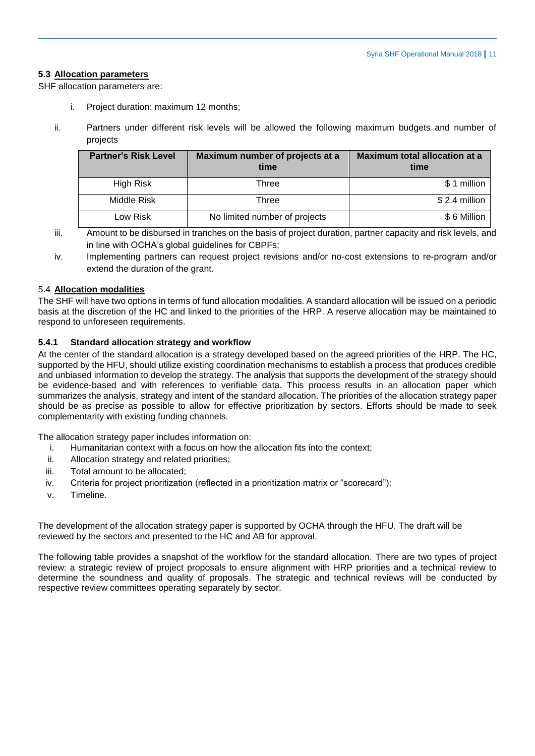### 5.3 Allocation parameters

SHF allocation parameters are:

i. Project duration: maximum 12 months;

ii. Partners under different risk levels will be allowed the following maximum budgets and number of projects

| Partner's Risk Level | Maximum number of projects at a time | Maximum total allocation at a time |
|---|---|---|
| High Risk | Three | $ 1 million |
| Middle Risk | Three | $ 2.4 million |
| Low Risk | No limited number of projects | $ 6 Million |

iii. Amount to be disbursed in tranches on the basis of project duration, partner capacity and risk levels, and in line with OCHA's global guidelines for CBPFs;

iv. Implementing partners can request project revisions and/or no-cost extensions to re-program and/or extend the duration of the grant.

### 5.4 Allocation modalities

The SHF will have two options in terms of fund allocation modalities. A standard allocation will be issued on a periodic basis at the discretion of the HC and linked to the priorities of the HRP. A reserve allocation may be maintained to respond to unforeseen requirements.

#### 5.4.1 Standard allocation strategy and workflow

At the center of the standard allocation is a strategy developed based on the agreed priorities of the HRP. The HC, supported by the HFU, should utilize existing coordination mechanisms to establish a process that produces credible and unbiased information to develop the strategy. The analysis that supports the development of the strategy should be evidence-based and with references to verifiable data. This process results in an allocation paper which summarizes the analysis, strategy and intent of the standard allocation. The priorities of the allocation strategy paper should be as precise as possible to allow for effective prioritization by sectors. Efforts should be made to seek complementarity with existing funding channels.

The allocation strategy paper includes information on:

i. Humanitarian context with a focus on how the allocation fits into the context;
ii. Allocation strategy and related priorities;
iii. Total amount to be allocated;
iv. Criteria for project prioritization (reflected in a prioritization matrix or "scorecard");
v. Timeline.

The development of the allocation strategy paper is supported by OCHA through the HFU. The draft will be reviewed by the sectors and presented to the HC and AB for approval.

The following table provides a snapshot of the workflow for the standard allocation. There are two types of project review: a strategic review of project proposals to ensure alignment with HRP priorities and a technical review to determine the soundness and quality of proposals. The strategic and technical reviews will be conducted by respective review committees operating separately by sector.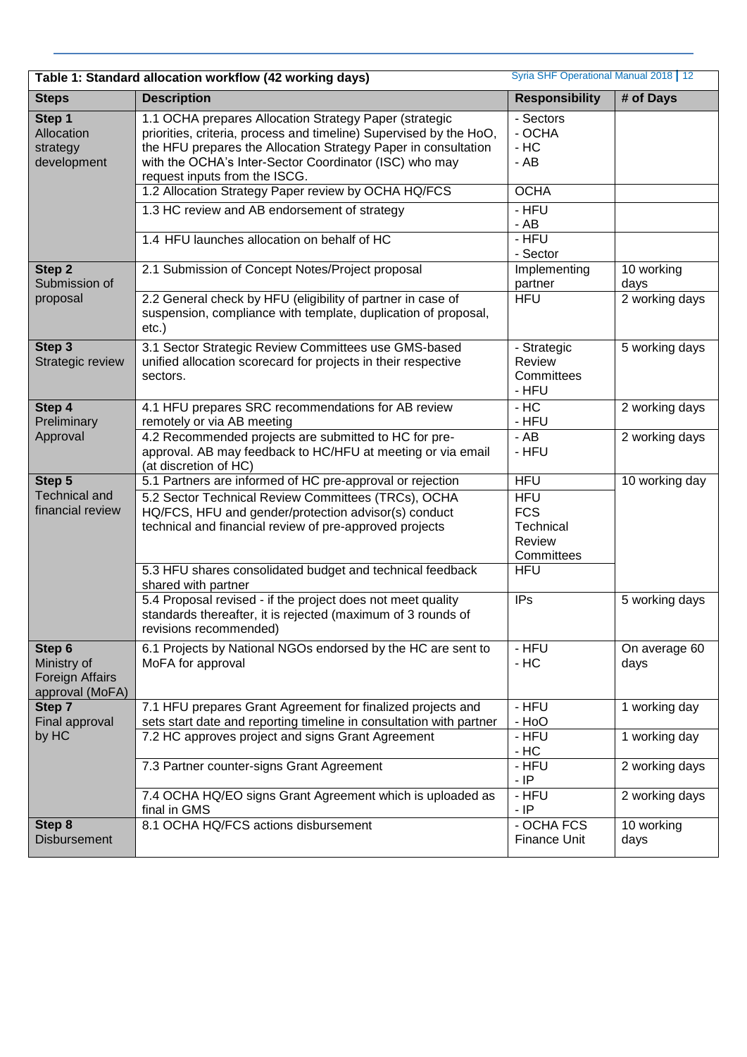**Table 1: Standard allocation workflow (42 working days)**

| Steps | Description | Responsibility | # of Days |
|---|---|---|---|
| **Step 1** Allocation strategy development | 1.1 OCHA prepares Allocation Strategy Paper (strategic priorities, criteria, process and timeline) Supervised by the HoO, the HFU prepares the Allocation Strategy Paper in consultation with the OCHA's Inter-Sector Coordinator (ISC) who may request inputs from the ISCG. | - Sectors<br>- OCHA<br>- HC<br>- AB | |
| | 1.2 Allocation Strategy Paper review by OCHA HQ/FCS | OCHA | |
| | 1.3 HC review and AB endorsement of strategy | - HFU<br>- AB | |
| | 1.4 HFU launches allocation on behalf of HC | - HFU<br>- Sector | |
| **Step 2** Submission of proposal | 2.1 Submission of Concept Notes/Project proposal | Implementing partner | 10 working days |
| | 2.2 General check by HFU (eligibility of partner in case of suspension, compliance with template, duplication of proposal, etc.) | HFU | 2 working days |
| **Step 3** Strategic review | 3.1 Sector Strategic Review Committees use GMS-based unified allocation scorecard for projects in their respective sectors. | - Strategic Review Committees<br>- HFU | 5 working days |
| **Step 4** Preliminary Approval | 4.1 HFU prepares SRC recommendations for AB review remotely or via AB meeting | - HC<br>- HFU | 2 working days |
| | 4.2 Recommended projects are submitted to HC for pre-approval. AB may feedback to HC/HFU at meeting or via email (at discretion of HC) | - AB<br>- HFU | 2 working days |
| **Step 5** Technical and financial review | 5.1 Partners are informed of HC pre-approval or rejection | HFU | 10 working day |
| | 5.2 Sector Technical Review Committees (TRCs), OCHA HQ/FCS, HFU and gender/protection advisor(s) conduct technical and financial review of pre-approved projects | HFU<br>FCS<br>Technical Review Committees | |
| | 5.3 HFU shares consolidated budget and technical feedback shared with partner | HFU | |
| | 5.4 Proposal revised - if the project does not meet quality standards thereafter, it is rejected (maximum of 3 rounds of revisions recommended) | IPs | 5 working days |
| **Step 6** Ministry of Foreign Affairs approval (MoFA) | 6.1 Projects by National NGOs endorsed by the HC are sent to MoFA for approval | - HFU<br>- HC | On average 60 days |
| **Step 7** Final approval by HC | 7.1 HFU prepares Grant Agreement for finalized projects and sets start date and reporting timeline in consultation with partner | - HFU<br>- HoO | 1 working day |
| | 7.2 HC approves project and signs Grant Agreement | - HFU<br>- HC | 1 working day |
| | 7.3 Partner counter-signs Grant Agreement | - HFU<br>- IP | 2 working days |
| | 7.4 OCHA HQ/EO signs Grant Agreement which is uploaded as final in GMS | - HFU<br>- IP | 2 working days |
| **Step 8** Disbursement | 8.1 OCHA HQ/FCS actions disbursement | - OCHA FCS Finance Unit | 10 working days |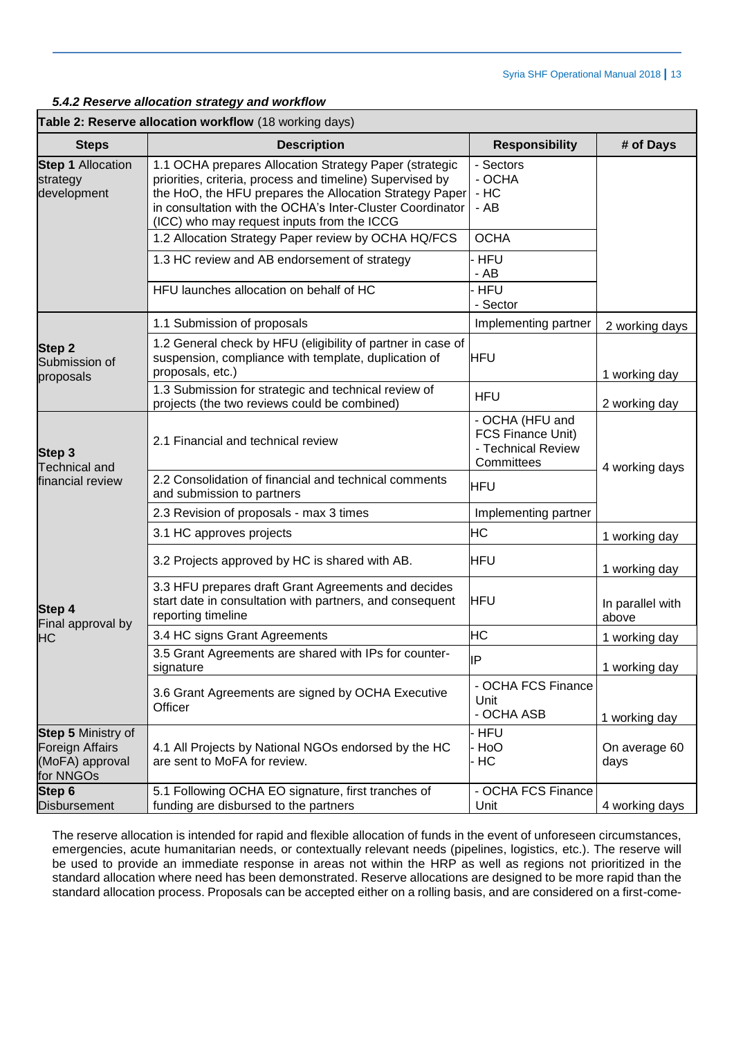#### *5.4.2 Reserve allocation strategy and workflow*

| **Table 2: Reserve allocation workflow** (18 working days) | | | |
|---|---|---|---|
| **Steps** | **Description** | **Responsibility** | **# of Days** |
| **Step 1** Allocation strategy development | 1.1 OCHA prepares Allocation Strategy Paper (strategic priorities, criteria, process and timeline) Supervised by the HoO, the HFU prepares the Allocation Strategy Paper in consultation with the OCHA's Inter-Cluster Coordinator (ICC) who may request inputs from the ICCG | - Sectors<br>- OCHA<br>- HC<br>- AB | |
| | 1.2 Allocation Strategy Paper review by OCHA HQ/FCS | OCHA | |
| | 1.3 HC review and AB endorsement of strategy | - HFU<br>- AB | |
| | HFU launches allocation on behalf of HC | - HFU<br>- Sector | |
| **Step 2** Submission of proposals | 1.1 Submission of proposals | Implementing partner | 2 working days |
| | 1.2 General check by HFU (eligibility of partner in case of suspension, compliance with template, duplication of proposals, etc.) | HFU | 1 working day |
| | 1.3 Submission for strategic and technical review of projects (the two reviews could be combined) | HFU | 2 working day |
| **Step 3** Technical and financial review | 2.1 Financial and technical review | - OCHA (HFU and FCS Finance Unit)<br>- Technical Review Committees | 4 working days |
| | 2.2 Consolidation of financial and technical comments and submission to partners | HFU | |
| | 2.3 Revision of proposals - max 3 times | Implementing partner | |
| **Step 4** Final approval by HC | 3.1 HC approves projects | HC | 1 working day |
| | 3.2 Projects approved by HC is shared with AB. | HFU | 1 working day |
| | 3.3 HFU prepares draft Grant Agreements and decides start date in consultation with partners, and consequent reporting timeline | HFU | In parallel with above |
| | 3.4 HC signs Grant Agreements | HC | 1 working day |
| | 3.5 Grant Agreements are shared with IPs for counter-signature | IP | 1 working day |
| | 3.6 Grant Agreements are signed by OCHA Executive Officer | - OCHA FCS Finance Unit<br>- OCHA ASB | 1 working day |
| **Step 5** Ministry of Foreign Affairs (MoFA) approval for NNGOs | 4.1 All Projects by National NGOs endorsed by the HC are sent to MoFA for review. | - HFU<br>- HoO<br>- HC | On average 60 days |
| **Step 6** Disbursement | 5.1 Following OCHA EO signature, first tranches of funding are disbursed to the partners | - OCHA FCS Finance Unit | 4 working days |

The reserve allocation is intended for rapid and flexible allocation of funds in the event of unforeseen circumstances, emergencies, acute humanitarian needs, or contextually relevant needs (pipelines, logistics, etc.). The reserve will be used to provide an immediate response in areas not within the HRP as well as regions not prioritized in the standard allocation where need has been demonstrated. Reserve allocations are designed to be more rapid than the standard allocation process. Proposals can be accepted either on a rolling basis, and are considered on a first-come-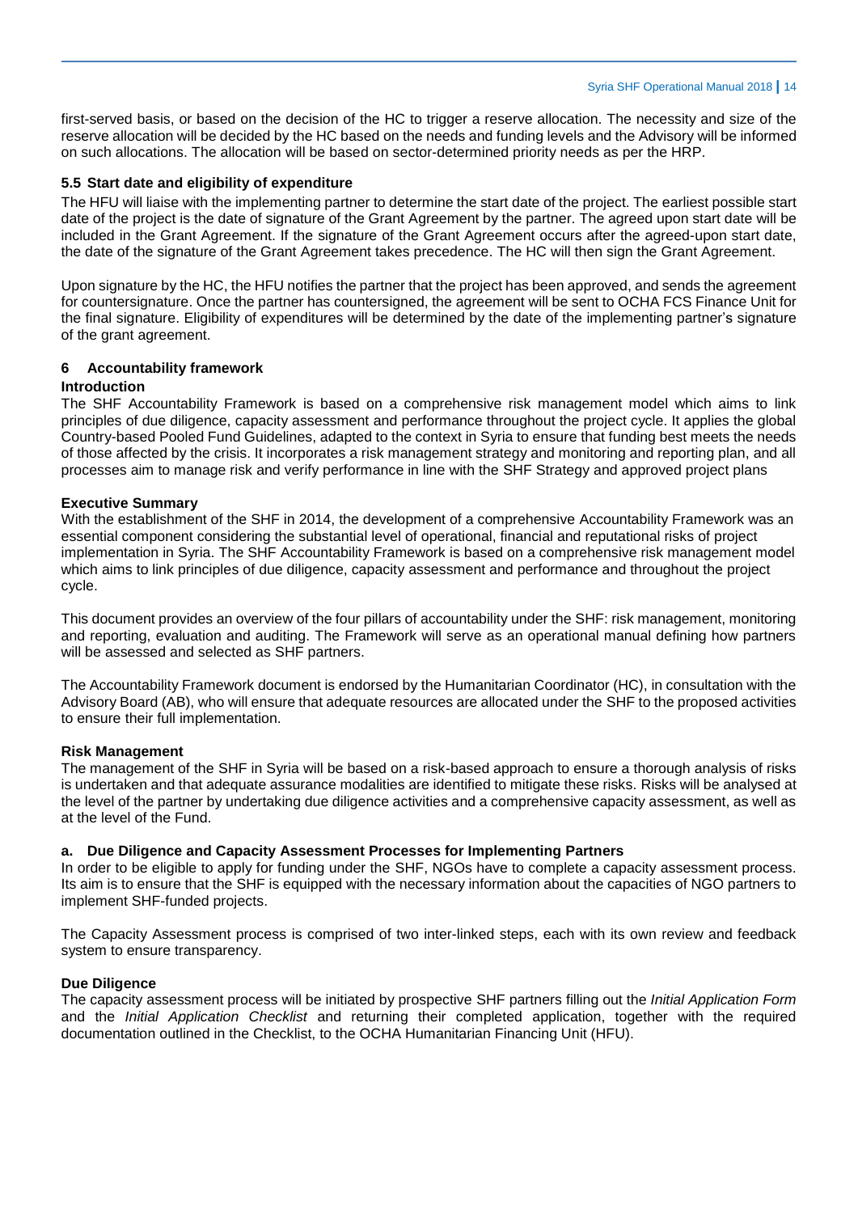first-served basis, or based on the decision of the HC to trigger a reserve allocation. The necessity and size of the reserve allocation will be decided by the HC based on the needs and funding levels and the Advisory will be informed on such allocations. The allocation will be based on sector-determined priority needs as per the HRP.

### 5.5 Start date and eligibility of expenditure

The HFU will liaise with the implementing partner to determine the start date of the project. The earliest possible start date of the project is the date of signature of the Grant Agreement by the partner. The agreed upon start date will be included in the Grant Agreement. If the signature of the Grant Agreement occurs after the agreed-upon start date, the date of the signature of the Grant Agreement takes precedence. The HC will then sign the Grant Agreement.

Upon signature by the HC, the HFU notifies the partner that the project has been approved, and sends the agreement for countersignature. Once the partner has countersigned, the agreement will be sent to OCHA FCS Finance Unit for the final signature. Eligibility of expenditures will be determined by the date of the implementing partner's signature of the grant agreement.

## 6 Accountability framework

**Introduction**

The SHF Accountability Framework is based on a comprehensive risk management model which aims to link principles of due diligence, capacity assessment and performance throughout the project cycle. It applies the global Country-based Pooled Fund Guidelines, adapted to the context in Syria to ensure that funding best meets the needs of those affected by the crisis. It incorporates a risk management strategy and monitoring and reporting plan, and all processes aim to manage risk and verify performance in line with the SHF Strategy and approved project plans

**Executive Summary**

With the establishment of the SHF in 2014, the development of a comprehensive Accountability Framework was an essential component considering the substantial level of operational, financial and reputational risks of project implementation in Syria. The SHF Accountability Framework is based on a comprehensive risk management model which aims to link principles of due diligence, capacity assessment and performance and throughout the project cycle.

This document provides an overview of the four pillars of accountability under the SHF: risk management, monitoring and reporting, evaluation and auditing. The Framework will serve as an operational manual defining how partners will be assessed and selected as SHF partners.

The Accountability Framework document is endorsed by the Humanitarian Coordinator (HC), in consultation with the Advisory Board (AB), who will ensure that adequate resources are allocated under the SHF to the proposed activities to ensure their full implementation.

**Risk Management**

The management of the SHF in Syria will be based on a risk-based approach to ensure a thorough analysis of risks is undertaken and that adequate assurance modalities are identified to mitigate these risks. Risks will be analysed at the level of the partner by undertaking due diligence activities and a comprehensive capacity assessment, as well as at the level of the Fund.

**a. Due Diligence and Capacity Assessment Processes for Implementing Partners**

In order to be eligible to apply for funding under the SHF, NGOs have to complete a capacity assessment process. Its aim is to ensure that the SHF is equipped with the necessary information about the capacities of NGO partners to implement SHF-funded projects.

The Capacity Assessment process is comprised of two inter-linked steps, each with its own review and feedback system to ensure transparency.

**Due Diligence**

The capacity assessment process will be initiated by prospective SHF partners filling out the *Initial Application Form* and the *Initial Application Checklist* and returning their completed application, together with the required documentation outlined in the Checklist, to the OCHA Humanitarian Financing Unit (HFU).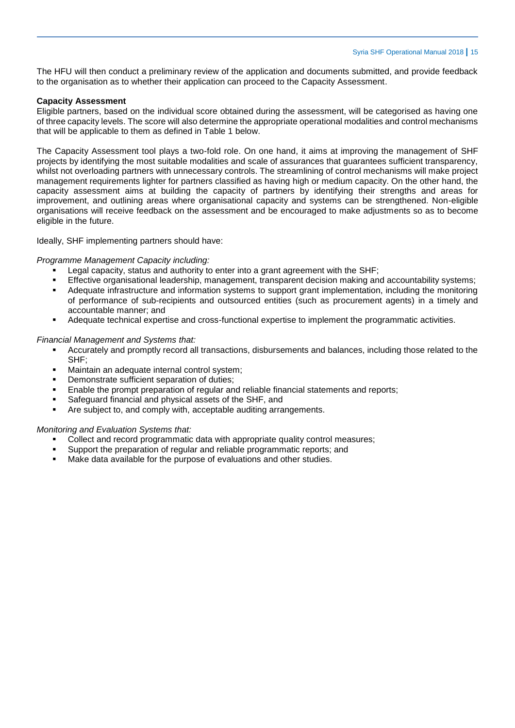The HFU will then conduct a preliminary review of the application and documents submitted, and provide feedback to the organisation as to whether their application can proceed to the Capacity Assessment.

**Capacity Assessment**

Eligible partners, based on the individual score obtained during the assessment, will be categorised as having one of three capacity levels. The score will also determine the appropriate operational modalities and control mechanisms that will be applicable to them as defined in Table 1 below.

The Capacity Assessment tool plays a two-fold role. On one hand, it aims at improving the management of SHF projects by identifying the most suitable modalities and scale of assurances that guarantees sufficient transparency, whilst not overloading partners with unnecessary controls. The streamlining of control mechanisms will make project management requirements lighter for partners classified as having high or medium capacity. On the other hand, the capacity assessment aims at building the capacity of partners by identifying their strengths and areas for improvement, and outlining areas where organisational capacity and systems can be strengthened. Non-eligible organisations will receive feedback on the assessment and be encouraged to make adjustments so as to become eligible in the future.

Ideally, SHF implementing partners should have:

*Programme Management Capacity including:*

- Legal capacity, status and authority to enter into a grant agreement with the SHF;
- Effective organisational leadership, management, transparent decision making and accountability systems;
- Adequate infrastructure and information systems to support grant implementation, including the monitoring of performance of sub-recipients and outsourced entities (such as procurement agents) in a timely and accountable manner; and
- Adequate technical expertise and cross-functional expertise to implement the programmatic activities.

*Financial Management and Systems that:*

- Accurately and promptly record all transactions, disbursements and balances, including those related to the SHF;
- Maintain an adequate internal control system;
- Demonstrate sufficient separation of duties;
- Enable the prompt preparation of regular and reliable financial statements and reports;
- Safeguard financial and physical assets of the SHF, and
- Are subject to, and comply with, acceptable auditing arrangements.

*Monitoring and Evaluation Systems that:*

- Collect and record programmatic data with appropriate quality control measures;
- Support the preparation of regular and reliable programmatic reports; and
- Make data available for the purpose of evaluations and other studies.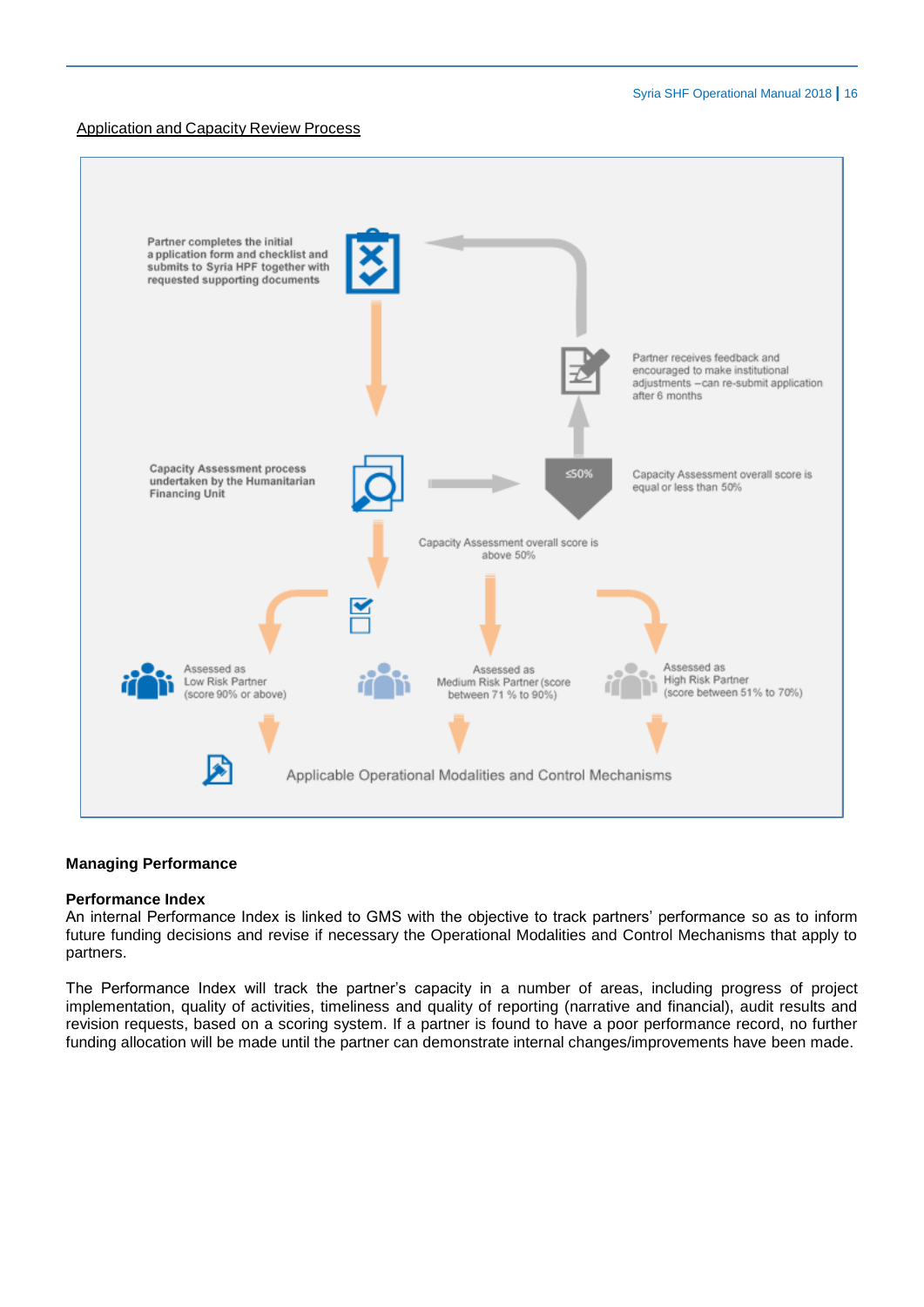Application and Capacity Review Process

Partner completes the initial a pplication form and checklist and submits to Syria HPF together with requested supporting documents

Partner receives feedback and encouraged to make institutional adjustments – can re-submit application after 6 months

Capacity Assessment process undertaken by the Humanitarian Financing Unit

≤50%

Capacity Assessment overall score is equal or less than 50%

Capacity Assessment overall score is above 50%

Assessed as Low Risk Partner (score 90% or above)

Assessed as Medium Risk Partner (score between 71 % to 90%)

Assessed as High Risk Partner (score between 51% to 70%)

Applicable Operational Modalities and Control Mechanisms

## Managing Performance

### Performance Index

An internal Performance Index is linked to GMS with the objective to track partners' performance so as to inform future funding decisions and revise if necessary the Operational Modalities and Control Mechanisms that apply to partners.

The Performance Index will track the partner's capacity in a number of areas, including progress of project implementation, quality of activities, timeliness and quality of reporting (narrative and financial), audit results and revision requests, based on a scoring system. If a partner is found to have a poor performance record, no further funding allocation will be made until the partner can demonstrate internal changes/improvements have been made.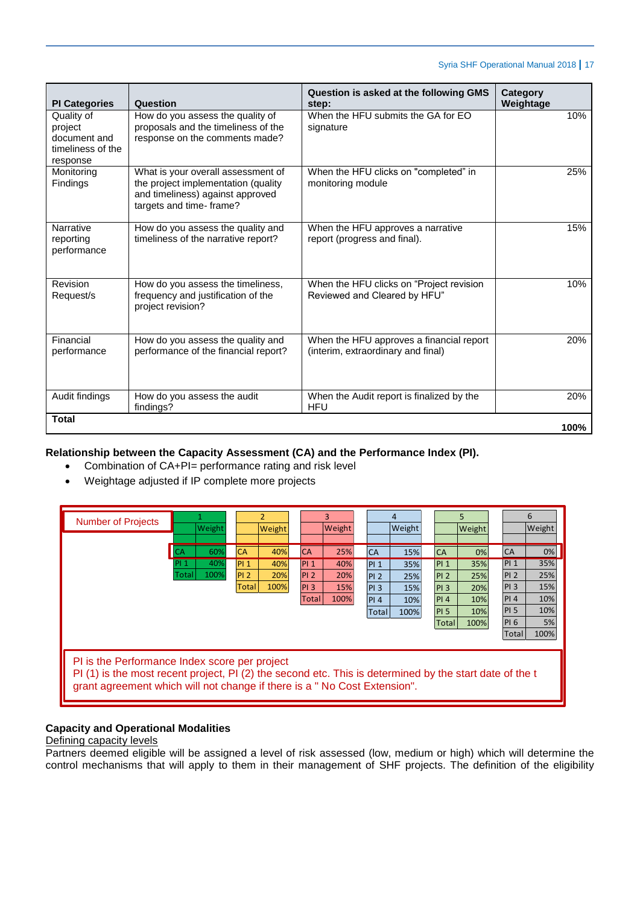| PI Categories | Question | Question is asked at the following GMS step: | Category Weightage |
|---|---|---|---|
| Quality of project document and timeliness of the response | How do you assess the quality of proposals and the timeliness of the response on the comments made? | When the HFU submits the GA for EO signature | 10% |
| Monitoring Findings | What is your overall assessment of the project implementation (quality and timeliness) against approved targets and time- frame? | When the HFU clicks on "completed" in monitoring module | 25% |
| Narrative reporting performance | How do you assess the quality and timeliness of the narrative report? | When the HFU approves a narrative report (progress and final). | 15% |
| Revision Request/s | How do you assess the timeliness, frequency and justification of the project revision? | When the HFU clicks on "Project revision Reviewed and Cleared by HFU" | 10% |
| Financial performance | How do you assess the quality and performance of the financial report? | When the HFU approves a financial report (interim, extraordinary and final) | 20% |
| Audit findings | How do you assess the audit findings? | When the Audit report is finalized by the HFU | 20% |
| **Total** | | | **100%** |

**Relationship between the Capacity Assessment (CA) and the Performance Index (PI).**

- Combination of CA+PI= performance rating and risk level
- Weightage adjusted if IP complete more projects

| Number of Projects | 1 | | 2 | | 3 | | 4 | | 5 | | 6 | |
|---|---|---|---|---|---|---|---|---|---|---|---|---|
| | | Weight | | Weight | | Weight | | Weight | | Weight | | Weight |
| | CA | 60% | CA | 40% | CA | 25% | CA | 15% | CA | 0% | CA | 0% |
| | PI 1 | 40% | PI 1 | 40% | PI 1 | 40% | PI 1 | 35% | PI 1 | 35% | PI 1 | 35% |
| | Total | 100% | PI 2 | 20% | PI 2 | 20% | PI 2 | 25% | PI 2 | 25% | PI 2 | 25% |
| | | | Total | 100% | PI 3 | 15% | PI 3 | 15% | PI 3 | 20% | PI 3 | 15% |
| | | | | | Total | 100% | PI 4 | 10% | PI 4 | 10% | PI 4 | 10% |
| | | | | | | | Total | 100% | PI 5 | 10% | PI 5 | 10% |
| | | | | | | | | | Total | 100% | PI 6 | 5% |
| | | | | | | | | | | | Total | 100% |

PI is the Performance Index score per project
PI (1) is the most recent project, PI (2) the second etc. This is determined by the start date of the t grant agreement which will not change if there is a " No Cost Extension".

**Capacity and Operational Modalities**

Defining capacity levels

Partners deemed eligible will be assigned a level of risk assessed (low, medium or high) which will determine the control mechanisms that will apply to them in their management of SHF projects. The definition of the eligibility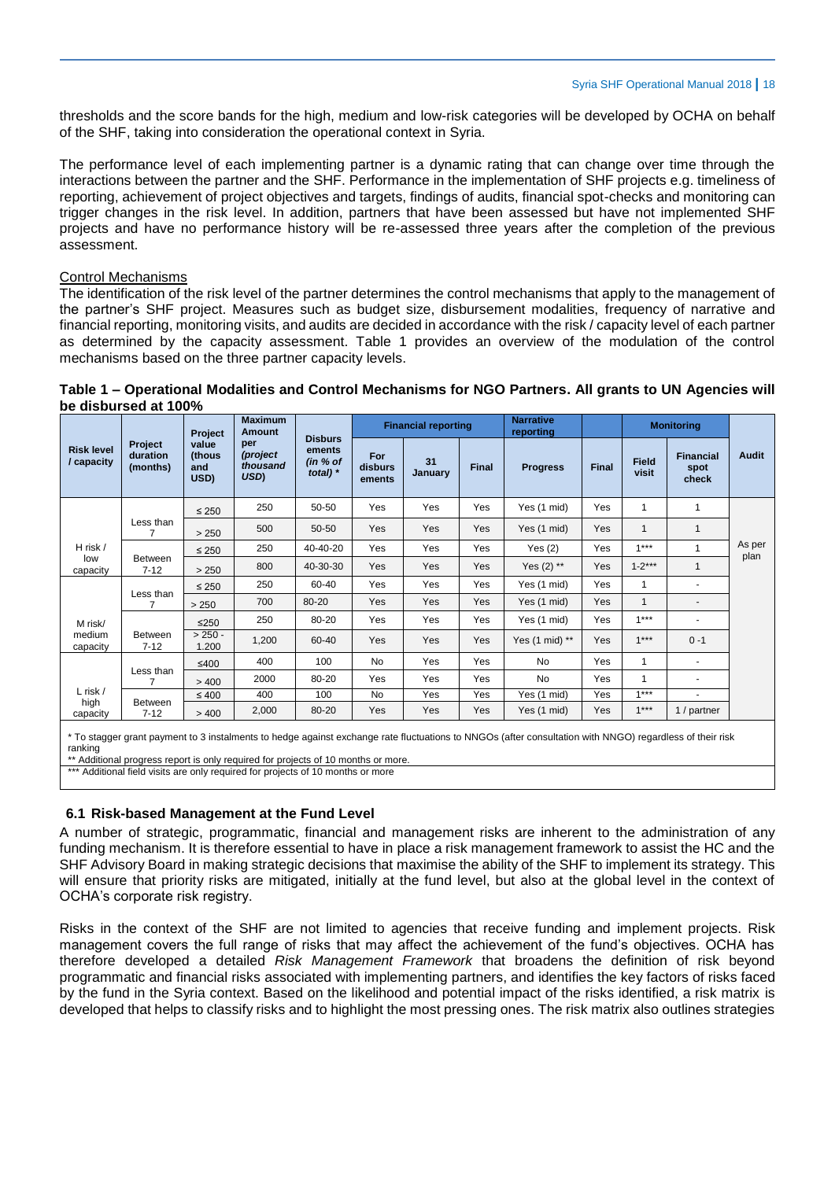thresholds and the score bands for the high, medium and low-risk categories will be developed by OCHA on behalf of the SHF, taking into consideration the operational context in Syria.

The performance level of each implementing partner is a dynamic rating that can change over time through the interactions between the partner and the SHF. Performance in the implementation of SHF projects e.g. timeliness of reporting, achievement of project objectives and targets, findings of audits, financial spot-checks and monitoring can trigger changes in the risk level. In addition, partners that have been assessed but have not implemented SHF projects and have no performance history will be re-assessed three years after the completion of the previous assessment.

Control Mechanisms

The identification of the risk level of the partner determines the control mechanisms that apply to the management of the partner's SHF project. Measures such as budget size, disbursement modalities, frequency of narrative and financial reporting, monitoring visits, and audits are decided in accordance with the risk / capacity level of each partner as determined by the capacity assessment. Table 1 provides an overview of the modulation of the control mechanisms based on the three partner capacity levels.

**Table 1 – Operational Modalities and Control Mechanisms for NGO Partners. All grants to UN Agencies will be disbursed at 100%**

| Risk level / capacity | Project duration (months) | Project value (thous and USD) | Maximum Amount per *(project thousand USD)* | Disbursements *(in % of total)* * | Financial reporting | | | Narrative reporting | | Monitoring | | Audit |
|---|---|---|---|---|---|---|---|---|---|---|---|---|
| | | | | | For disbursements | 31 January | Final | Progress | Final | Field visit | Financial spot check | |
| H risk / low capacity | Less than 7 | ≤ 250 | 250 | 50-50 | Yes | Yes | Yes | Yes (1 mid) | Yes | 1 | 1 | As per plan |
| | | > 250 | 500 | 50-50 | Yes | Yes | Yes | Yes (1 mid) | Yes | 1 | 1 | |
| | Between 7-12 | ≤ 250 | 250 | 40-40-20 | Yes | Yes | Yes | Yes (2) | Yes | 1*** | 1 | |
| | | > 250 | 800 | 40-30-30 | Yes | Yes | Yes | Yes (2) ** | Yes | 1-2*** | 1 | |
| M risk/ medium capacity | Less than 7 | ≤ 250 | 250 | 60-40 | Yes | Yes | Yes | Yes (1 mid) | Yes | 1 | - | |
| | | > 250 | 700 | 80-20 | Yes | Yes | Yes | Yes (1 mid) | Yes | 1 | - | |
| | Between 7-12 | ≤250 | 250 | 80-20 | Yes | Yes | Yes | Yes (1 mid) | Yes | 1*** | - | |
| | | > 250 - 1.200 | 1,200 | 60-40 | Yes | Yes | Yes | Yes (1 mid) ** | Yes | 1*** | 0 -1 | |
| L risk / high capacity | Less than 7 | ≤400 | 400 | 100 | No | Yes | Yes | No | Yes | 1 | - | |
| | | > 400 | 2000 | 80-20 | Yes | Yes | Yes | No | Yes | 1 | - | |
| | Between 7-12 | ≤ 400 | 400 | 100 | No | Yes | Yes | Yes (1 mid) | Yes | 1*** | - | |
| | | > 400 | 2,000 | 80-20 | Yes | Yes | Yes | Yes (1 mid) | Yes | 1*** | 1 / partner | |

\* To stagger grant payment to 3 instalments to hedge against exchange rate fluctuations to NNGOs (after consultation with NNGO) regardless of their risk ranking
\*\* Additional progress report is only required for projects of 10 months or more.
\*\*\* Additional field visits are only required for projects of 10 months or more

## 6.1 Risk-based Management at the Fund Level

A number of strategic, programmatic, financial and management risks are inherent to the administration of any funding mechanism. It is therefore essential to have in place a risk management framework to assist the HC and the SHF Advisory Board in making strategic decisions that maximise the ability of the SHF to implement its strategy. This will ensure that priority risks are mitigated, initially at the fund level, but also at the global level in the context of OCHA's corporate risk registry.

Risks in the context of the SHF are not limited to agencies that receive funding and implement projects. Risk management covers the full range of risks that may affect the achievement of the fund's objectives. OCHA has therefore developed a detailed *Risk Management Framework* that broadens the definition of risk beyond programmatic and financial risks associated with implementing partners, and identifies the key factors of risks faced by the fund in the Syria context. Based on the likelihood and potential impact of the risks identified, a risk matrix is developed that helps to classify risks and to highlight the most pressing ones. The risk matrix also outlines strategies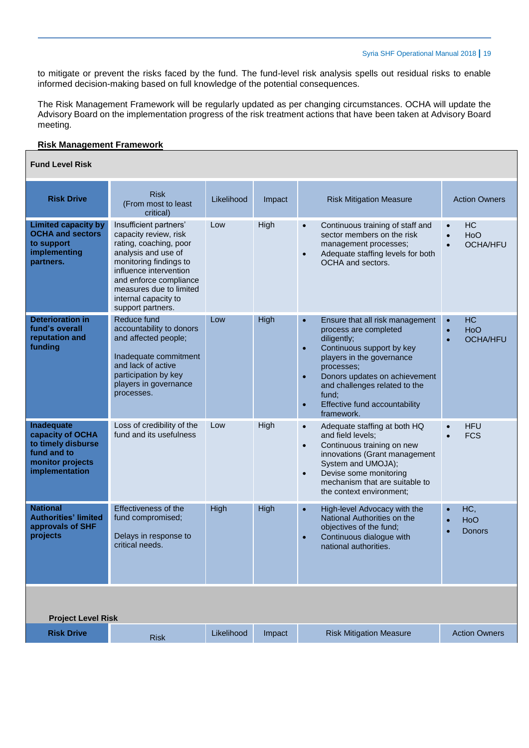to mitigate or prevent the risks faced by the fund. The fund-level risk analysis spells out residual risks to enable informed decision-making based on full knowledge of the potential consequences.

The Risk Management Framework will be regularly updated as per changing circumstances. OCHA will update the Advisory Board on the implementation progress of the risk treatment actions that have been taken at Advisory Board meeting.

**Risk Management Framework**

**Fund Level Risk**

| Risk Drive | Risk (From most to least critical) | Likelihood | Impact | Risk Mitigation Measure | Action Owners |
|---|---|---|---|---|---|
| **Limited capacity by OCHA and sectors to support implementing partners.** | Insufficient partners' capacity review, risk rating, coaching, poor analysis and use of monitoring findings to influence intervention and enforce compliance measures due to limited internal capacity to support partners. | Low | High | • Continuous training of staff and sector members on the risk management processes;<br>• Adequate staffing levels for both OCHA and sectors. | • HC<br>• HoO<br>• OCHA/HFU |
| **Deterioration in fund's overall reputation and funding** | Reduce fund accountability to donors and affected people;<br><br>Inadequate commitment and lack of active participation by key players in governance processes. | Low | High | • Ensure that all risk management process are completed diligently;<br>• Continuous support by key players in the governance processes;<br>• Donors updates on achievement and challenges related to the fund;<br>• Effective fund accountability framework. | • HC<br>• HoO<br>• OCHA/HFU |
| **Inadequate capacity of OCHA to timely disburse fund and to monitor projects implementation** | Loss of credibility of the fund and its usefulness | Low | High | • Adequate staffing at both HQ and field levels;<br>• Continuous training on new innovations (Grant management System and UMOJA);<br>• Devise some monitoring mechanism that are suitable to the context environment; | • HFU<br>• FCS |
| **National Authorities' limited approvals of SHF projects** | Effectiveness of the fund compromised;<br><br>Delays in response to critical needs. | High | High | • High-level Advocacy with the National Authorities on the objectives of the fund;<br>• Continuous dialogue with national authorities. | • HC,<br>• HoO<br>• Donors |

**Project Level Risk**

| Risk Drive | Risk | Likelihood | Impact | Risk Mitigation Measure | Action Owners |
|---|---|---|---|---|---|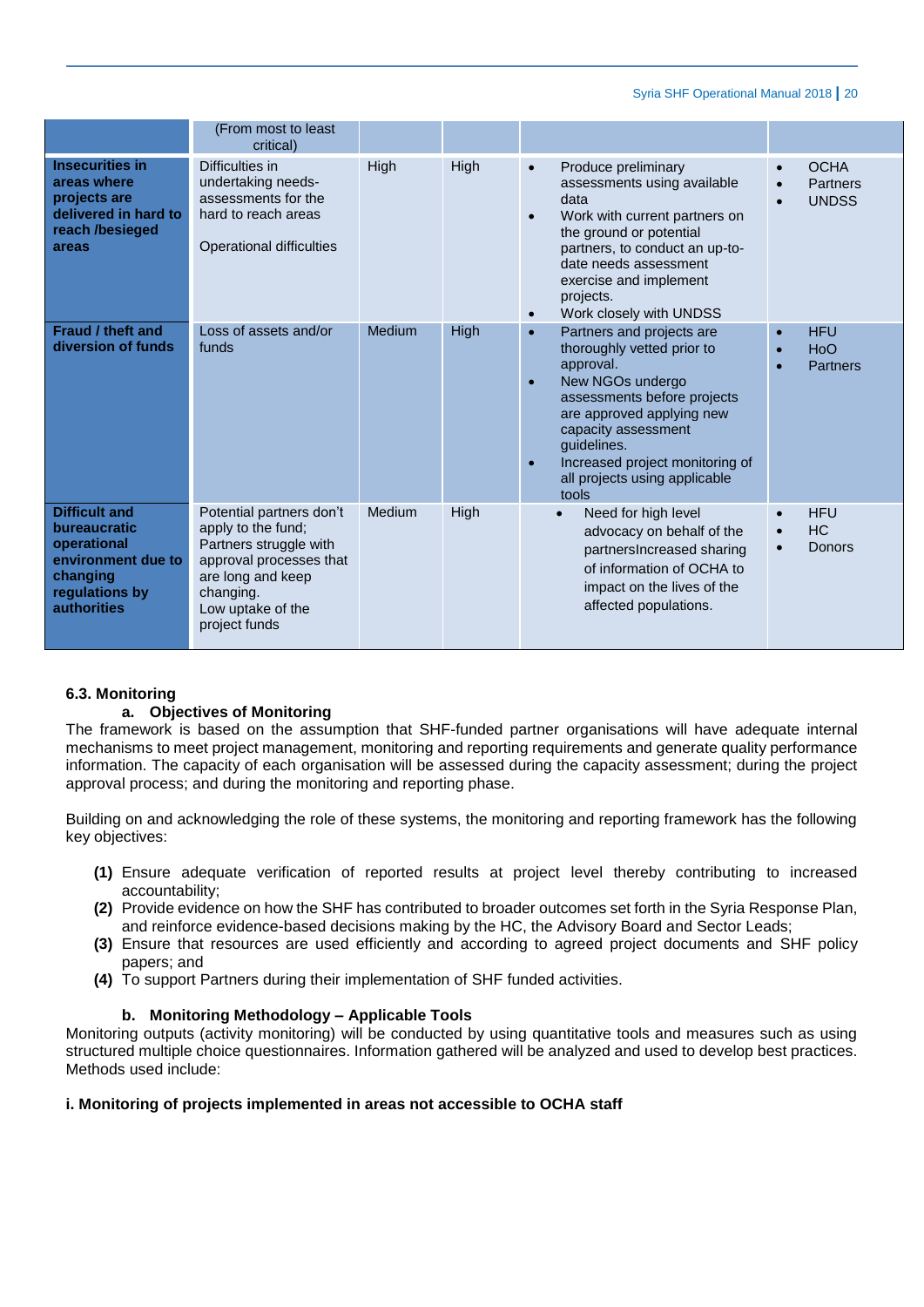| | (From most to least critical) | | | | |
|---|---|---|---|---|---|
| **Insecurities in areas where projects are delivered in hard to reach /besieged areas** | Difficulties in undertaking needs-assessments for the hard to reach areas<br><br>Operational difficulties | High | High | • Produce preliminary assessments using available data<br>• Work with current partners on the ground or potential partners, to conduct an up-to-date needs assessment exercise and implement projects.<br>• Work closely with UNDSS | • OCHA<br>• Partners<br>• UNDSS |
| **Fraud / theft and diversion of funds** | Loss of assets and/or funds | Medium | High | • Partners and projects are thoroughly vetted prior to approval.<br>• New NGOs undergo assessments before projects are approved applying new capacity assessment guidelines.<br>• Increased project monitoring of all projects using applicable tools | • HFU<br>• HoO<br>• Partners |
| **Difficult and bureaucratic operational environment due to changing regulations by authorities** | Potential partners don't apply to the fund; Partners struggle with approval processes that are long and keep changing.<br>Low uptake of the project funds | Medium | High | • Need for high level advocacy on behalf of the partnersIncreased sharing of information of OCHA to impact on the lives of the affected populations. | • HFU<br>• HC<br>• Donors |

### 6.3. Monitoring

#### a. Objectives of Monitoring

The framework is based on the assumption that SHF-funded partner organisations will have adequate internal mechanisms to meet project management, monitoring and reporting requirements and generate quality performance information. The capacity of each organisation will be assessed during the capacity assessment; during the project approval process; and during the monitoring and reporting phase.

Building on and acknowledging the role of these systems, the monitoring and reporting framework has the following key objectives:

**(1)** Ensure adequate verification of reported results at project level thereby contributing to increased accountability;
**(2)** Provide evidence on how the SHF has contributed to broader outcomes set forth in the Syria Response Plan, and reinforce evidence-based decisions making by the HC, the Advisory Board and Sector Leads;
**(3)** Ensure that resources are used efficiently and according to agreed project documents and SHF policy papers; and
**(4)** To support Partners during their implementation of SHF funded activities.

#### b. Monitoring Methodology – Applicable Tools

Monitoring outputs (activity monitoring) will be conducted by using quantitative tools and measures such as using structured multiple choice questionnaires. Information gathered will be analyzed and used to develop best practices. Methods used include:

**i. Monitoring of projects implemented in areas not accessible to OCHA staff**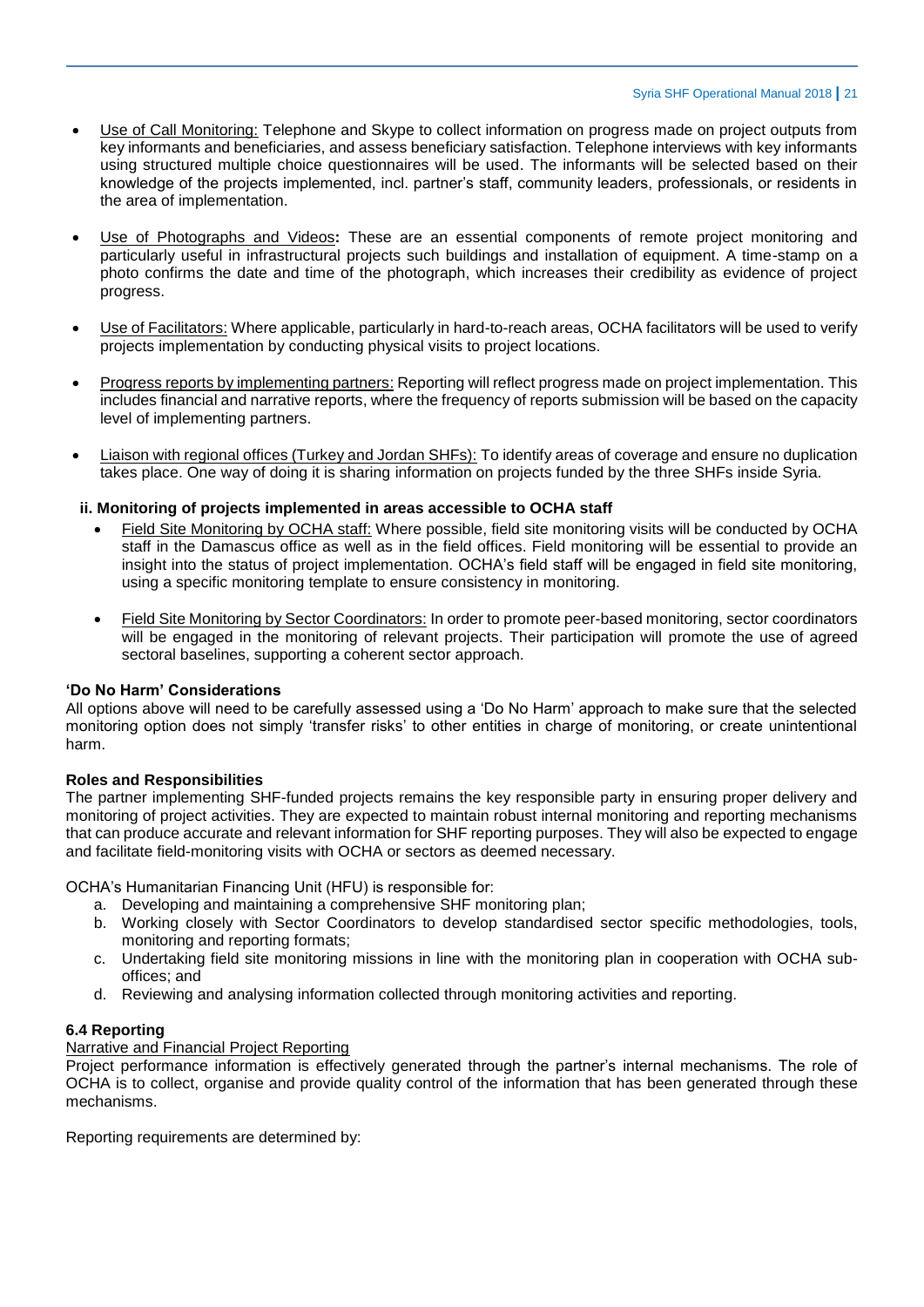- Use of Call Monitoring: Telephone and Skype to collect information on progress made on project outputs from key informants and beneficiaries, and assess beneficiary satisfaction. Telephone interviews with key informants using structured multiple choice questionnaires will be used. The informants will be selected based on their knowledge of the projects implemented, incl. partner's staff, community leaders, professionals, or residents in the area of implementation.

- Use of Photographs and Videos**:** These are an essential components of remote project monitoring and particularly useful in infrastructural projects such buildings and installation of equipment. A time-stamp on a photo confirms the date and time of the photograph, which increases their credibility as evidence of project progress.

- Use of Facilitators: Where applicable, particularly in hard-to-reach areas, OCHA facilitators will be used to verify projects implementation by conducting physical visits to project locations.

- Progress reports by implementing partners: Reporting will reflect progress made on project implementation. This includes financial and narrative reports, where the frequency of reports submission will be based on the capacity level of implementing partners.

- Liaison with regional offices (Turkey and Jordan SHFs): To identify areas of coverage and ensure no duplication takes place. One way of doing it is sharing information on projects funded by the three SHFs inside Syria.

**ii. Monitoring of projects implemented in areas accessible to OCHA staff**

- Field Site Monitoring by OCHA staff: Where possible, field site monitoring visits will be conducted by OCHA staff in the Damascus office as well as in the field offices. Field monitoring will be essential to provide an insight into the status of project implementation. OCHA's field staff will be engaged in field site monitoring, using a specific monitoring template to ensure consistency in monitoring.

- Field Site Monitoring by Sector Coordinators: In order to promote peer-based monitoring, sector coordinators will be engaged in the monitoring of relevant projects. Their participation will promote the use of agreed sectoral baselines, supporting a coherent sector approach.

**'Do No Harm' Considerations**

All options above will need to be carefully assessed using a 'Do No Harm' approach to make sure that the selected monitoring option does not simply 'transfer risks' to other entities in charge of monitoring, or create unintentional harm.

**Roles and Responsibilities**

The partner implementing SHF-funded projects remains the key responsible party in ensuring proper delivery and monitoring of project activities. They are expected to maintain robust internal monitoring and reporting mechanisms that can produce accurate and relevant information for SHF reporting purposes. They will also be expected to engage and facilitate field-monitoring visits with OCHA or sectors as deemed necessary.

OCHA's Humanitarian Financing Unit (HFU) is responsible for:

a. Developing and maintaining a comprehensive SHF monitoring plan;
b. Working closely with Sector Coordinators to develop standardised sector specific methodologies, tools, monitoring and reporting formats;
c. Undertaking field site monitoring missions in line with the monitoring plan in cooperation with OCHA sub-offices; and
d. Reviewing and analysing information collected through monitoring activities and reporting.

### 6.4 Reporting

Narrative and Financial Project Reporting

Project performance information is effectively generated through the partner's internal mechanisms. The role of OCHA is to collect, organise and provide quality control of the information that has been generated through these mechanisms.

Reporting requirements are determined by: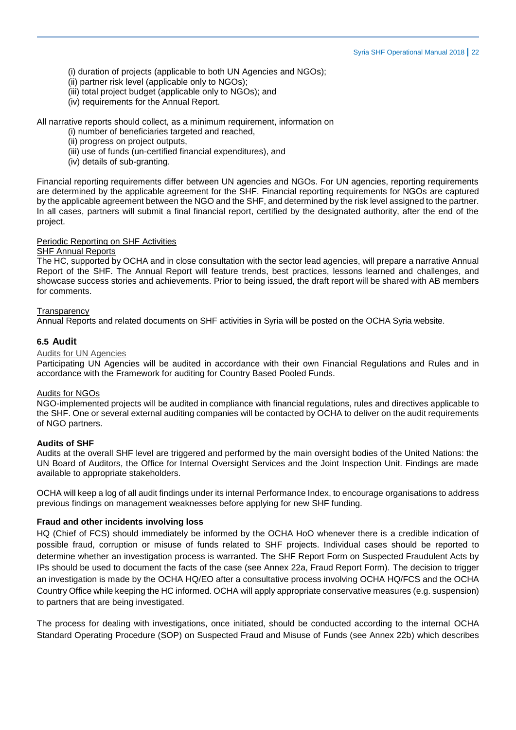(i) duration of projects (applicable to both UN Agencies and NGOs);
(ii) partner risk level (applicable only to NGOs);
(iii) total project budget (applicable only to NGOs); and
(iv) requirements for the Annual Report.

All narrative reports should collect, as a minimum requirement, information on

(i) number of beneficiaries targeted and reached,
(ii) progress on project outputs,
(iii) use of funds (un-certified financial expenditures), and
(iv) details of sub-granting.

Financial reporting requirements differ between UN agencies and NGOs. For UN agencies, reporting requirements are determined by the applicable agreement for the SHF. Financial reporting requirements for NGOs are captured by the applicable agreement between the NGO and the SHF, and determined by the risk level assigned to the partner. In all cases, partners will submit a final financial report, certified by the designated authority, after the end of the project.

Periodic Reporting on SHF Activities

SHF Annual Reports

The HC, supported by OCHA and in close consultation with the sector lead agencies, will prepare a narrative Annual Report of the SHF. The Annual Report will feature trends, best practices, lessons learned and challenges, and showcase success stories and achievements. Prior to being issued, the draft report will be shared with AB members for comments.

Transparency

Annual Reports and related documents on SHF activities in Syria will be posted on the OCHA Syria website.

### 6.5 Audit

Audits for UN Agencies

Participating UN Agencies will be audited in accordance with their own Financial Regulations and Rules and in accordance with the Framework for auditing for Country Based Pooled Funds.

Audits for NGOs

NGO-implemented projects will be audited in compliance with financial regulations, rules and directives applicable to the SHF. One or several external auditing companies will be contacted by OCHA to deliver on the audit requirements of NGO partners.

**Audits of SHF**

Audits at the overall SHF level are triggered and performed by the main oversight bodies of the United Nations: the UN Board of Auditors, the Office for Internal Oversight Services and the Joint Inspection Unit. Findings are made available to appropriate stakeholders.

OCHA will keep a log of all audit findings under its internal Performance Index, to encourage organisations to address previous findings on management weaknesses before applying for new SHF funding.

**Fraud and other incidents involving loss**

HQ (Chief of FCS) should immediately be informed by the OCHA HoO whenever there is a credible indication of possible fraud, corruption or misuse of funds related to SHF projects. Individual cases should be reported to determine whether an investigation process is warranted. The SHF Report Form on Suspected Fraudulent Acts by IPs should be used to document the facts of the case (see Annex 22a, Fraud Report Form). The decision to trigger an investigation is made by the OCHA HQ/EO after a consultative process involving OCHA HQ/FCS and the OCHA Country Office while keeping the HC informed. OCHA will apply appropriate conservative measures (e.g. suspension) to partners that are being investigated.

The process for dealing with investigations, once initiated, should be conducted according to the internal OCHA Standard Operating Procedure (SOP) on Suspected Fraud and Misuse of Funds (see Annex 22b) which describes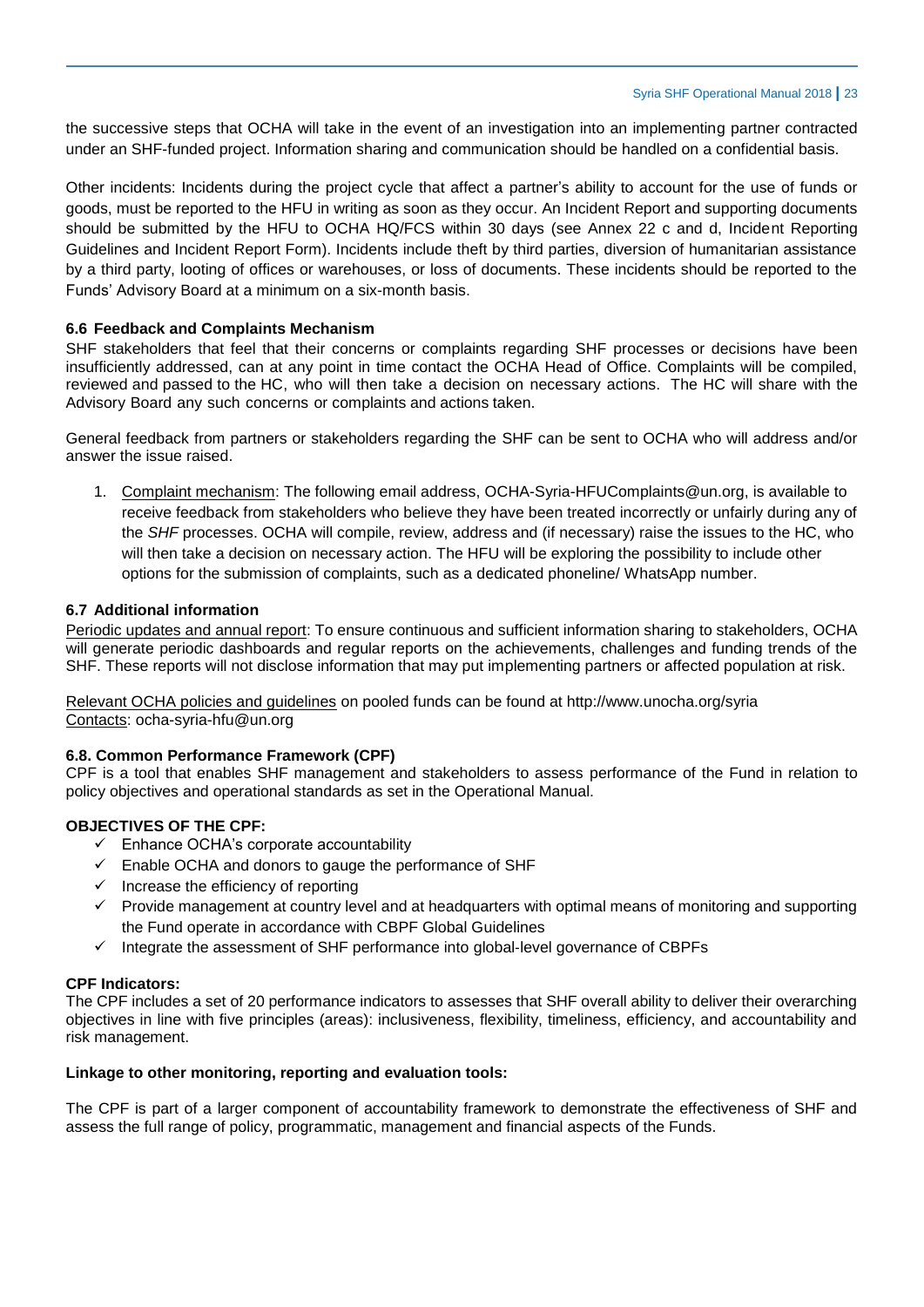the successive steps that OCHA will take in the event of an investigation into an implementing partner contracted under an SHF-funded project. Information sharing and communication should be handled on a confidential basis.

Other incidents: Incidents during the project cycle that affect a partner's ability to account for the use of funds or goods, must be reported to the HFU in writing as soon as they occur. An Incident Report and supporting documents should be submitted by the HFU to OCHA HQ/FCS within 30 days (see Annex 22 c and d, Incident Reporting Guidelines and Incident Report Form). Incidents include theft by third parties, diversion of humanitarian assistance by a third party, looting of offices or warehouses, or loss of documents. These incidents should be reported to the Funds' Advisory Board at a minimum on a six-month basis.

### 6.6 Feedback and Complaints Mechanism

SHF stakeholders that feel that their concerns or complaints regarding SHF processes or decisions have been insufficiently addressed, can at any point in time contact the OCHA Head of Office. Complaints will be compiled, reviewed and passed to the HC, who will then take a decision on necessary actions. The HC will share with the Advisory Board any such concerns or complaints and actions taken.

General feedback from partners or stakeholders regarding the SHF can be sent to OCHA who will address and/or answer the issue raised.

1. Complaint mechanism: The following email address, OCHA-Syria-HFUComplaints@un.org, is available to receive feedback from stakeholders who believe they have been treated incorrectly or unfairly during any of the *SHF* processes. OCHA will compile, review, address and (if necessary) raise the issues to the HC, who will then take a decision on necessary action. The HFU will be exploring the possibility to include other options for the submission of complaints, such as a dedicated phoneline/ WhatsApp number.

### 6.7 Additional information

Periodic updates and annual report: To ensure continuous and sufficient information sharing to stakeholders, OCHA will generate periodic dashboards and regular reports on the achievements, challenges and funding trends of the SHF. These reports will not disclose information that may put implementing partners or affected population at risk.

Relevant OCHA policies and guidelines on pooled funds can be found at http://www.unocha.org/syria
Contacts: ocha-syria-hfu@un.org

### 6.8. Common Performance Framework (CPF)

CPF is a tool that enables SHF management and stakeholders to assess performance of the Fund in relation to policy objectives and operational standards as set in the Operational Manual.

**OBJECTIVES OF THE CPF:**

- ✓ Enhance OCHA's corporate accountability
- ✓ Enable OCHA and donors to gauge the performance of SHF
- ✓ Increase the efficiency of reporting
- ✓ Provide management at country level and at headquarters with optimal means of monitoring and supporting the Fund operate in accordance with CBPF Global Guidelines
- ✓ Integrate the assessment of SHF performance into global-level governance of CBPFs

**CPF Indicators:**

The CPF includes a set of 20 performance indicators to assesses that SHF overall ability to deliver their overarching objectives in line with five principles (areas): inclusiveness, flexibility, timeliness, efficiency, and accountability and risk management.

**Linkage to other monitoring, reporting and evaluation tools:**

The CPF is part of a larger component of accountability framework to demonstrate the effectiveness of SHF and assess the full range of policy, programmatic, management and financial aspects of the Funds.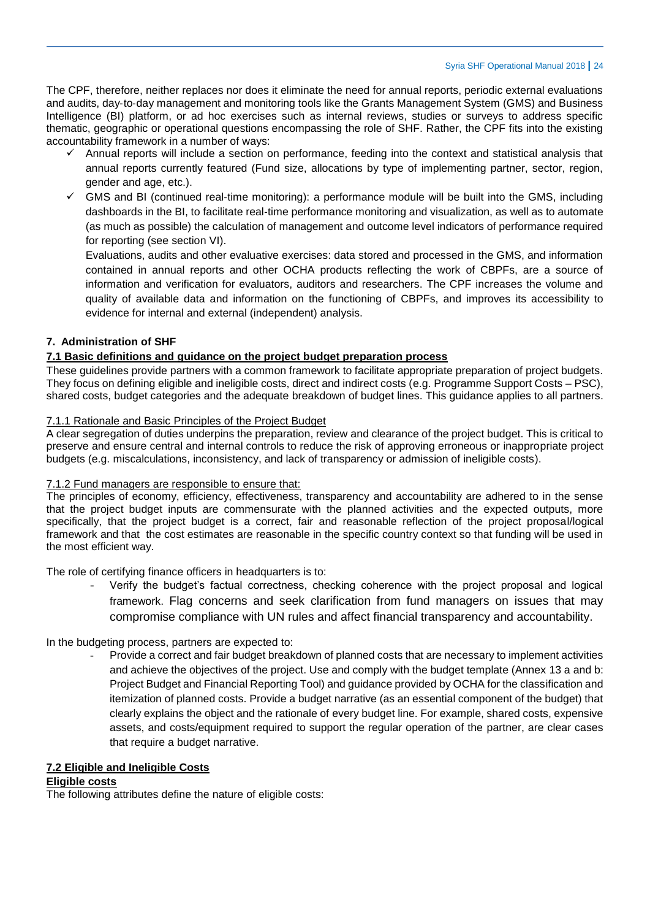The CPF, therefore, neither replaces nor does it eliminate the need for annual reports, periodic external evaluations and audits, day-to-day management and monitoring tools like the Grants Management System (GMS) and Business Intelligence (BI) platform, or ad hoc exercises such as internal reviews, studies or surveys to address specific thematic, geographic or operational questions encompassing the role of SHF. Rather, the CPF fits into the existing accountability framework in a number of ways:

- ✓ Annual reports will include a section on performance, feeding into the context and statistical analysis that annual reports currently featured (Fund size, allocations by type of implementing partner, sector, region, gender and age, etc.).
- ✓ GMS and BI (continued real-time monitoring): a performance module will be built into the GMS, including dashboards in the BI, to facilitate real-time performance monitoring and visualization, as well as to automate (as much as possible) the calculation of management and outcome level indicators of performance required for reporting (see section VI).

  Evaluations, audits and other evaluative exercises: data stored and processed in the GMS, and information contained in annual reports and other OCHA products reflecting the work of CBPFs, are a source of information and verification for evaluators, auditors and researchers. The CPF increases the volume and quality of available data and information on the functioning of CBPFs, and improves its accessibility to evidence for internal and external (independent) analysis.

## 7. Administration of SHF

### 7.1 Basic definitions and guidance on the project budget preparation process

These guidelines provide partners with a common framework to facilitate appropriate preparation of project budgets. They focus on defining eligible and ineligible costs, direct and indirect costs (e.g. Programme Support Costs – PSC), shared costs, budget categories and the adequate breakdown of budget lines. This guidance applies to all partners.

#### 7.1.1 Rationale and Basic Principles of the Project Budget

A clear segregation of duties underpins the preparation, review and clearance of the project budget. This is critical to preserve and ensure central and internal controls to reduce the risk of approving erroneous or inappropriate project budgets (e.g. miscalculations, inconsistency, and lack of transparency or admission of ineligible costs).

#### 7.1.2 Fund managers are responsible to ensure that:

The principles of economy, efficiency, effectiveness, transparency and accountability are adhered to in the sense that the project budget inputs are commensurate with the planned activities and the expected outputs, more specifically, that the project budget is a correct, fair and reasonable reflection of the project proposal/logical framework and that the cost estimates are reasonable in the specific country context so that funding will be used in the most efficient way.

The role of certifying finance officers in headquarters is to:

- Verify the budget's factual correctness, checking coherence with the project proposal and logical framework. Flag concerns and seek clarification from fund managers on issues that may compromise compliance with UN rules and affect financial transparency and accountability.

In the budgeting process, partners are expected to:

- Provide a correct and fair budget breakdown of planned costs that are necessary to implement activities and achieve the objectives of the project. Use and comply with the budget template (Annex 13 a and b: Project Budget and Financial Reporting Tool) and guidance provided by OCHA for the classification and itemization of planned costs. Provide a budget narrative (as an essential component of the budget) that clearly explains the object and the rationale of every budget line. For example, shared costs, expensive assets, and costs/equipment required to support the regular operation of the partner, are clear cases that require a budget narrative.

### 7.2 Eligible and Ineligible Costs

**Eligible costs**

The following attributes define the nature of eligible costs: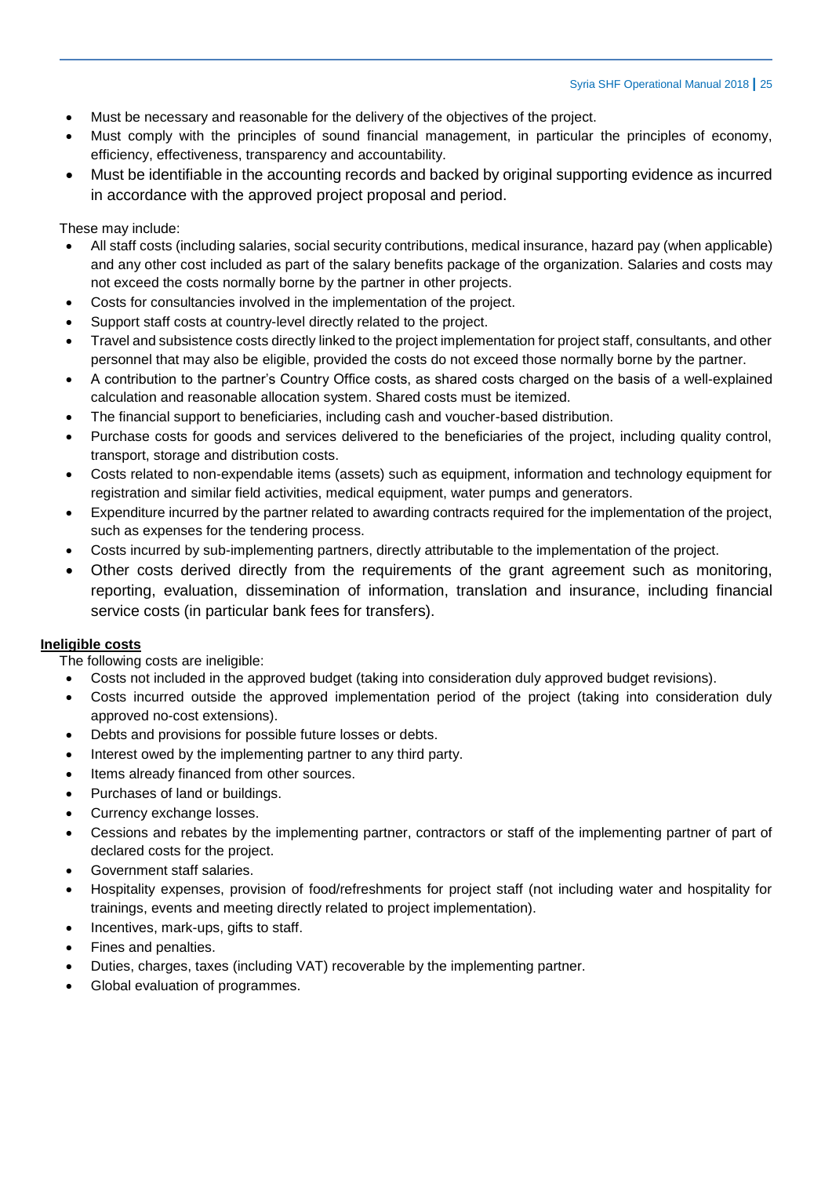- Must be necessary and reasonable for the delivery of the objectives of the project.
- Must comply with the principles of sound financial management, in particular the principles of economy, efficiency, effectiveness, transparency and accountability.
- Must be identifiable in the accounting records and backed by original supporting evidence as incurred in accordance with the approved project proposal and period.

These may include:

- All staff costs (including salaries, social security contributions, medical insurance, hazard pay (when applicable) and any other cost included as part of the salary benefits package of the organization. Salaries and costs may not exceed the costs normally borne by the partner in other projects.
- Costs for consultancies involved in the implementation of the project.
- Support staff costs at country-level directly related to the project.
- Travel and subsistence costs directly linked to the project implementation for project staff, consultants, and other personnel that may also be eligible, provided the costs do not exceed those normally borne by the partner.
- A contribution to the partner's Country Office costs, as shared costs charged on the basis of a well-explained calculation and reasonable allocation system. Shared costs must be itemized.
- The financial support to beneficiaries, including cash and voucher-based distribution.
- Purchase costs for goods and services delivered to the beneficiaries of the project, including quality control, transport, storage and distribution costs.
- Costs related to non-expendable items (assets) such as equipment, information and technology equipment for registration and similar field activities, medical equipment, water pumps and generators.
- Expenditure incurred by the partner related to awarding contracts required for the implementation of the project, such as expenses for the tendering process.
- Costs incurred by sub-implementing partners, directly attributable to the implementation of the project.
- Other costs derived directly from the requirements of the grant agreement such as monitoring, reporting, evaluation, dissemination of information, translation and insurance, including financial service costs (in particular bank fees for transfers).

**Ineligible costs**

The following costs are ineligible:

- Costs not included in the approved budget (taking into consideration duly approved budget revisions).
- Costs incurred outside the approved implementation period of the project (taking into consideration duly approved no-cost extensions).
- Debts and provisions for possible future losses or debts.
- Interest owed by the implementing partner to any third party.
- Items already financed from other sources.
- Purchases of land or buildings.
- Currency exchange losses.
- Cessions and rebates by the implementing partner, contractors or staff of the implementing partner of part of declared costs for the project.
- Government staff salaries.
- Hospitality expenses, provision of food/refreshments for project staff (not including water and hospitality for trainings, events and meeting directly related to project implementation).
- Incentives, mark-ups, gifts to staff.
- Fines and penalties.
- Duties, charges, taxes (including VAT) recoverable by the implementing partner.
- Global evaluation of programmes.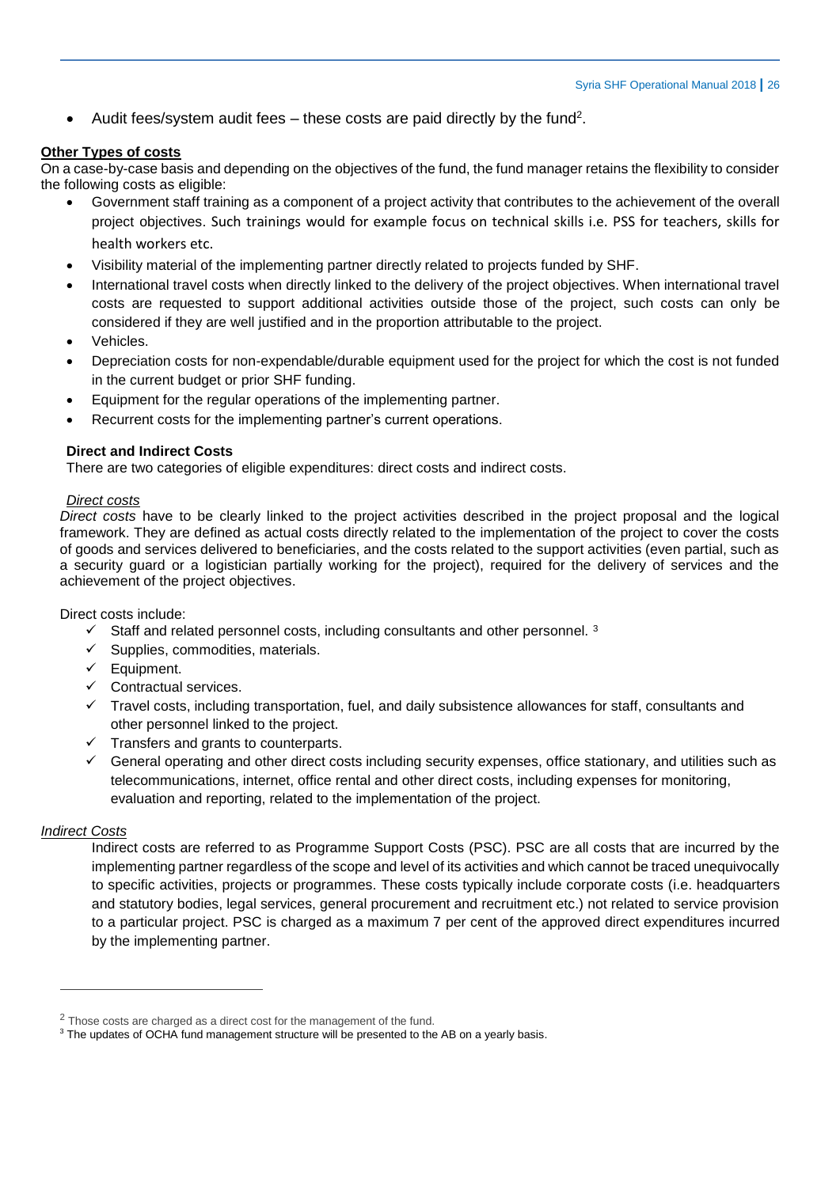- Audit fees/system audit fees – these costs are paid directly by the fund[2].

**Other Types of costs**

On a case-by-case basis and depending on the objectives of the fund, the fund manager retains the flexibility to consider the following costs as eligible:

- Government staff training as a component of a project activity that contributes to the achievement of the overall project objectives. Such trainings would for example focus on technical skills i.e. PSS for teachers, skills for health workers etc.
- Visibility material of the implementing partner directly related to projects funded by SHF.
- International travel costs when directly linked to the delivery of the project objectives. When international travel costs are requested to support additional activities outside those of the project, such costs can only be considered if they are well justified and in the proportion attributable to the project.
- Vehicles.
- Depreciation costs for non-expendable/durable equipment used for the project for which the cost is not funded in the current budget or prior SHF funding.
- Equipment for the regular operations of the implementing partner.
- Recurrent costs for the implementing partner's current operations.

**Direct and Indirect Costs**

There are two categories of eligible expenditures: direct costs and indirect costs.

*Direct costs*

*Direct costs* have to be clearly linked to the project activities described in the project proposal and the logical framework. They are defined as actual costs directly related to the implementation of the project to cover the costs of goods and services delivered to beneficiaries, and the costs related to the support activities (even partial, such as a security guard or a logistician partially working for the project), required for the delivery of services and the achievement of the project objectives.

Direct costs include:

- ✓ Staff and related personnel costs, including consultants and other personnel. [3]
- ✓ Supplies, commodities, materials.
- ✓ Equipment.
- ✓ Contractual services.
- ✓ Travel costs, including transportation, fuel, and daily subsistence allowances for staff, consultants and other personnel linked to the project.
- ✓ Transfers and grants to counterparts.
- ✓ General operating and other direct costs including security expenses, office stationary, and utilities such as telecommunications, internet, office rental and other direct costs, including expenses for monitoring, evaluation and reporting, related to the implementation of the project.

*Indirect Costs*

Indirect costs are referred to as Programme Support Costs (PSC). PSC are all costs that are incurred by the implementing partner regardless of the scope and level of its activities and which cannot be traced unequivocally to specific activities, projects or programmes. These costs typically include corporate costs (i.e. headquarters and statutory bodies, legal services, general procurement and recruitment etc.) not related to service provision to a particular project. PSC is charged as a maximum 7 per cent of the approved direct expenditures incurred by the implementing partner.

---

[2] Those costs are charged as a direct cost for the management of the fund.

[3] The updates of OCHA fund management structure will be presented to the AB on a yearly basis.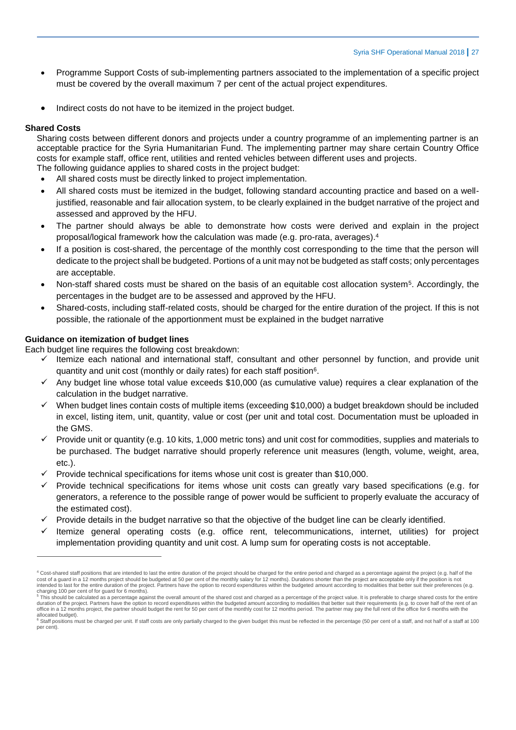- Programme Support Costs of sub-implementing partners associated to the implementation of a specific project must be covered by the overall maximum 7 per cent of the actual project expenditures.
- Indirect costs do not have to be itemized in the project budget.

**Shared Costs**

Sharing costs between different donors and projects under a country programme of an implementing partner is an acceptable practice for the Syria Humanitarian Fund. The implementing partner may share certain Country Office costs for example staff, office rent, utilities and rented vehicles between different uses and projects.

The following guidance applies to shared costs in the project budget:

- All shared costs must be directly linked to project implementation.
- All shared costs must be itemized in the budget, following standard accounting practice and based on a well-justified, reasonable and fair allocation system, to be clearly explained in the budget narrative of the project and assessed and approved by the HFU.
- The partner should always be able to demonstrate how costs were derived and explain in the project proposal/logical framework how the calculation was made (e.g. pro-rata, averages).[4]
- If a position is cost-shared, the percentage of the monthly cost corresponding to the time that the person will dedicate to the project shall be budgeted. Portions of a unit may not be budgeted as staff costs; only percentages are acceptable.
- Non-staff shared costs must be shared on the basis of an equitable cost allocation system[5]. Accordingly, the percentages in the budget are to be assessed and approved by the HFU.
- Shared-costs, including staff-related costs, should be charged for the entire duration of the project. If this is not possible, the rationale of the apportionment must be explained in the budget narrative

**Guidance on itemization of budget lines**

Each budget line requires the following cost breakdown:

- ✓ Itemize each national and international staff, consultant and other personnel by function, and provide unit quantity and unit cost (monthly or daily rates) for each staff position[6].
- ✓ Any budget line whose total value exceeds $10,000 (as cumulative value) requires a clear explanation of the calculation in the budget narrative.
- ✓ When budget lines contain costs of multiple items (exceeding $10,000) a budget breakdown should be included in excel, listing item, unit, quantity, value or cost (per unit and total cost. Documentation must be uploaded in the GMS.
- ✓ Provide unit or quantity (e.g. 10 kits, 1,000 metric tons) and unit cost for commodities, supplies and materials to be purchased. The budget narrative should properly reference unit measures (length, volume, weight, area, etc.).
- ✓ Provide technical specifications for items whose unit cost is greater than $10,000.
- ✓ Provide technical specifications for items whose unit costs can greatly vary based specifications (e.g. for generators, a reference to the possible range of power would be sufficient to properly evaluate the accuracy of the estimated cost).
- ✓ Provide details in the budget narrative so that the objective of the budget line can be clearly identified.
- ✓ Itemize general operating costs (e.g. office rent, telecommunications, internet, utilities) for project implementation providing quantity and unit cost. A lump sum for operating costs is not acceptable.

---

[4] Cost-shared staff positions that are intended to last the entire duration of the project should be charged for the entire period and charged as a percentage against the project (e.g. half of the cost of a guard in a 12 months project should be budgeted at 50 per cent of the monthly salary for 12 months). Durations shorter than the project are acceptable only if the position is not intended to last for the entire duration of the project. Partners have the option to record expenditures within the budgeted amount according to modalities that better suit their preferences (e.g. charging 100 per cent of for guard for 6 months).

[5] This should be calculated as a percentage against the overall amount of the shared cost and charged as a percentage of the project value. It is preferable to charge shared costs for the entire duration of the project. Partners have the option to record expenditures within the budgeted amount according to modalities that better suit their requirements (e.g. to cover half of the rent of an office in a 12 months project, the partner should budget the rent for 50 per cent of the monthly cost for 12 months period. The partner may pay the full rent of the office for 6 months with the allocated budget).

[6] Staff positions must be charged per unit. If staff costs are only partially charged to the given budget this must be reflected in the percentage (50 per cent of a staff, and not half of a staff at 100 per cent).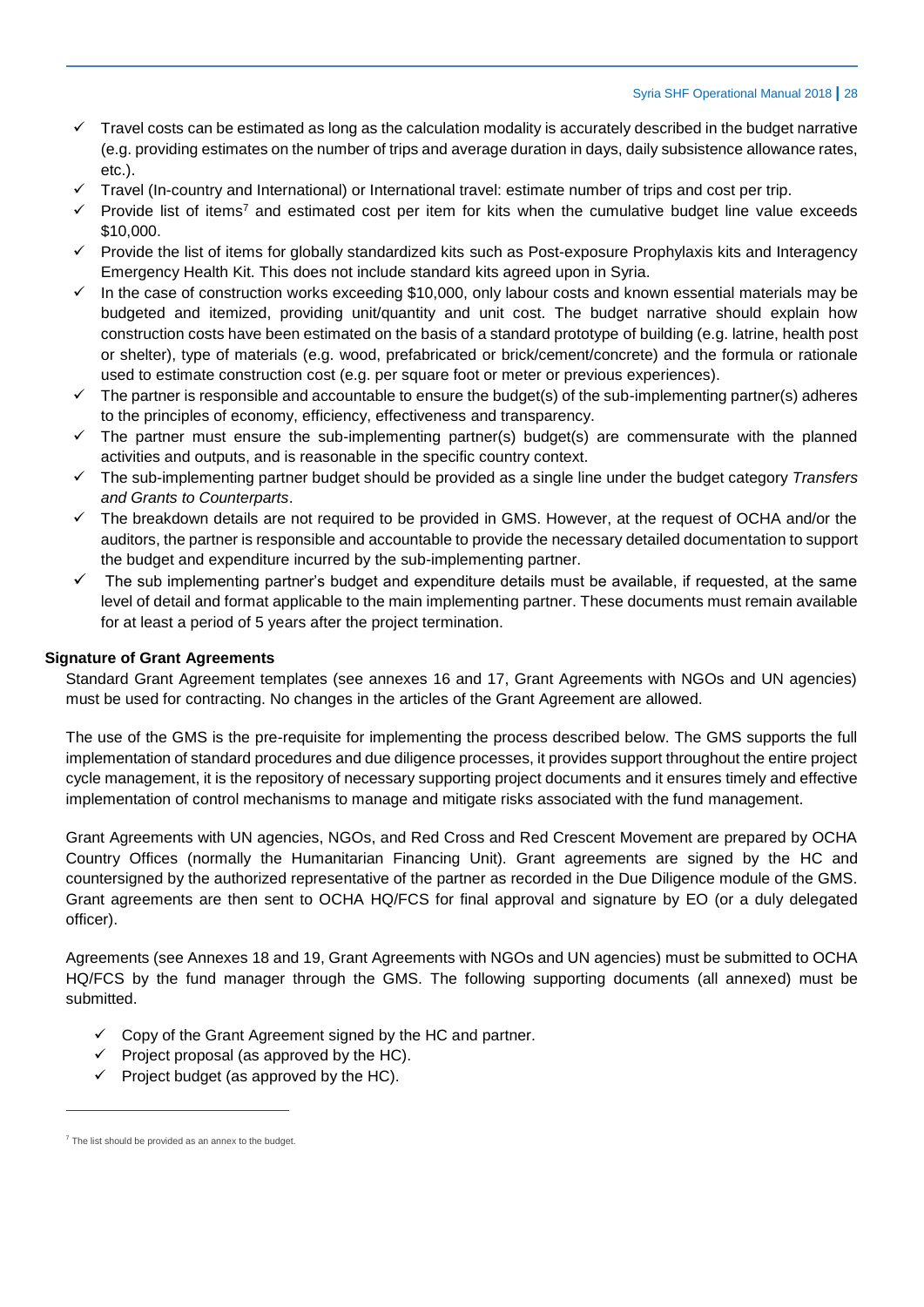- Travel costs can be estimated as long as the calculation modality is accurately described in the budget narrative (e.g. providing estimates on the number of trips and average duration in days, daily subsistence allowance rates, etc.).
- Travel (In-country and International) or International travel: estimate number of trips and cost per trip.
- Provide list of items[7] and estimated cost per item for kits when the cumulative budget line value exceeds $10,000.
- Provide the list of items for globally standardized kits such as Post-exposure Prophylaxis kits and Interagency Emergency Health Kit. This does not include standard kits agreed upon in Syria.
- In the case of construction works exceeding $10,000, only labour costs and known essential materials may be budgeted and itemized, providing unit/quantity and unit cost. The budget narrative should explain how construction costs have been estimated on the basis of a standard prototype of building (e.g. latrine, health post or shelter), type of materials (e.g. wood, prefabricated or brick/cement/concrete) and the formula or rationale used to estimate construction cost (e.g. per square foot or meter or previous experiences).
- The partner is responsible and accountable to ensure the budget(s) of the sub-implementing partner(s) adheres to the principles of economy, efficiency, effectiveness and transparency.
- The partner must ensure the sub-implementing partner(s) budget(s) are commensurate with the planned activities and outputs, and is reasonable in the specific country context.
- The sub-implementing partner budget should be provided as a single line under the budget category *Transfers and Grants to Counterparts*.
- The breakdown details are not required to be provided in GMS. However, at the request of OCHA and/or the auditors, the partner is responsible and accountable to provide the necessary detailed documentation to support the budget and expenditure incurred by the sub-implementing partner.
- The sub implementing partner's budget and expenditure details must be available, if requested, at the same level of detail and format applicable to the main implementing partner. These documents must remain available for at least a period of 5 years after the project termination.

**Signature of Grant Agreements**

Standard Grant Agreement templates (see annexes 16 and 17, Grant Agreements with NGOs and UN agencies) must be used for contracting. No changes in the articles of the Grant Agreement are allowed.

The use of the GMS is the pre-requisite for implementing the process described below. The GMS supports the full implementation of standard procedures and due diligence processes, it provides support throughout the entire project cycle management, it is the repository of necessary supporting project documents and it ensures timely and effective implementation of control mechanisms to manage and mitigate risks associated with the fund management.

Grant Agreements with UN agencies, NGOs, and Red Cross and Red Crescent Movement are prepared by OCHA Country Offices (normally the Humanitarian Financing Unit). Grant agreements are signed by the HC and countersigned by the authorized representative of the partner as recorded in the Due Diligence module of the GMS. Grant agreements are then sent to OCHA HQ/FCS for final approval and signature by EO (or a duly delegated officer).

Agreements (see Annexes 18 and 19, Grant Agreements with NGOs and UN agencies) must be submitted to OCHA HQ/FCS by the fund manager through the GMS. The following supporting documents (all annexed) must be submitted.

- Copy of the Grant Agreement signed by the HC and partner.
- Project proposal (as approved by the HC).
- Project budget (as approved by the HC).

---

[7] The list should be provided as an annex to the budget.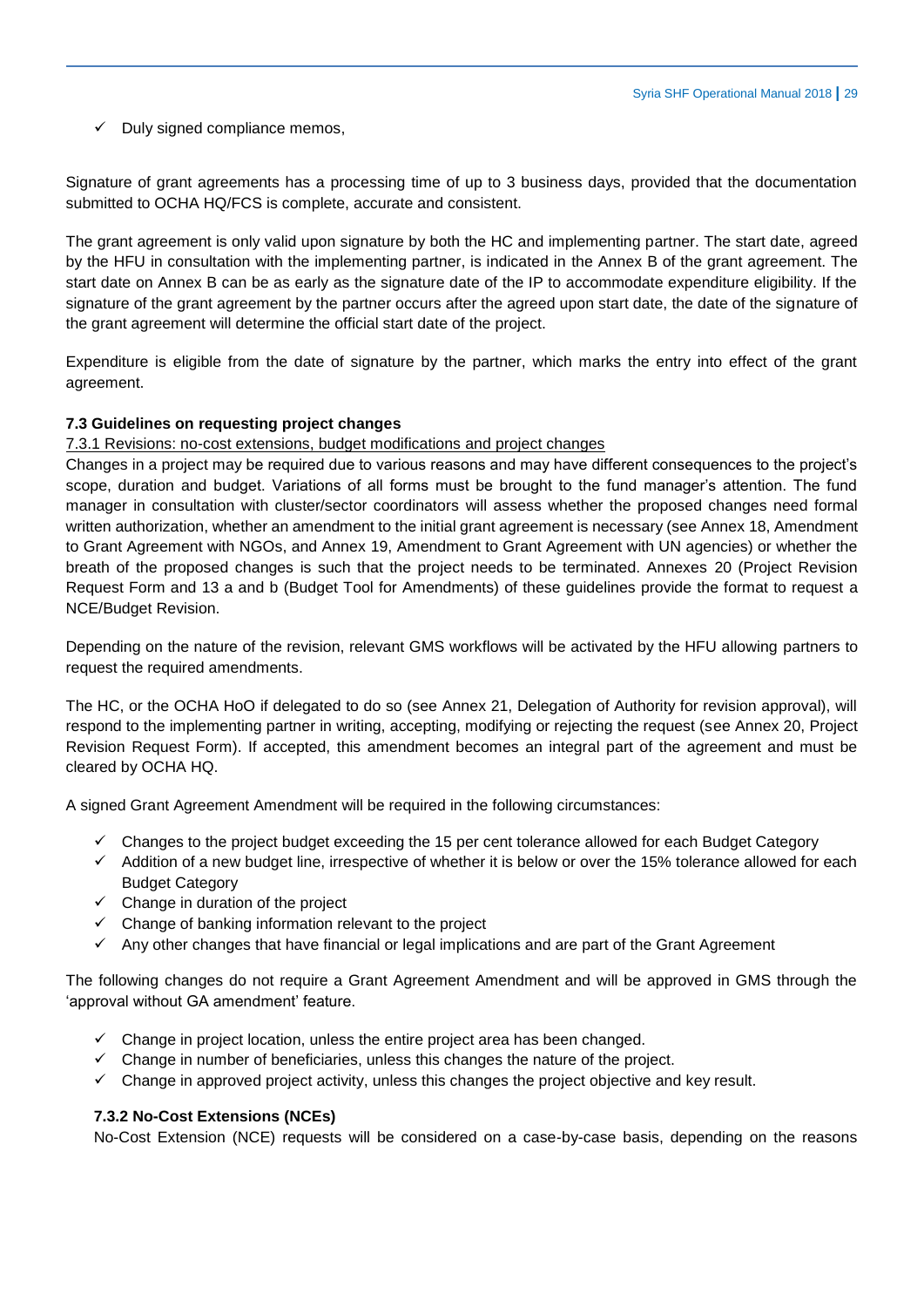- ✓ Duly signed compliance memos,

Signature of grant agreements has a processing time of up to 3 business days, provided that the documentation submitted to OCHA HQ/FCS is complete, accurate and consistent.

The grant agreement is only valid upon signature by both the HC and implementing partner. The start date, agreed by the HFU in consultation with the implementing partner, is indicated in the Annex B of the grant agreement. The start date on Annex B can be as early as the signature date of the IP to accommodate expenditure eligibility. If the signature of the grant agreement by the partner occurs after the agreed upon start date, the date of the signature of the grant agreement will determine the official start date of the project.

Expenditure is eligible from the date of signature by the partner, which marks the entry into effect of the grant agreement.

### 7.3 Guidelines on requesting project changes

7.3.1 Revisions: no-cost extensions, budget modifications and project changes

Changes in a project may be required due to various reasons and may have different consequences to the project's scope, duration and budget. Variations of all forms must be brought to the fund manager's attention. The fund manager in consultation with cluster/sector coordinators will assess whether the proposed changes need formal written authorization, whether an amendment to the initial grant agreement is necessary (see Annex 18, Amendment to Grant Agreement with NGOs, and Annex 19, Amendment to Grant Agreement with UN agencies) or whether the breath of the proposed changes is such that the project needs to be terminated. Annexes 20 (Project Revision Request Form and 13 a and b (Budget Tool for Amendments) of these guidelines provide the format to request a NCE/Budget Revision.

Depending on the nature of the revision, relevant GMS workflows will be activated by the HFU allowing partners to request the required amendments.

The HC, or the OCHA HoO if delegated to do so (see Annex 21, Delegation of Authority for revision approval), will respond to the implementing partner in writing, accepting, modifying or rejecting the request (see Annex 20, Project Revision Request Form). If accepted, this amendment becomes an integral part of the agreement and must be cleared by OCHA HQ.

A signed Grant Agreement Amendment will be required in the following circumstances:

- ✓ Changes to the project budget exceeding the 15 per cent tolerance allowed for each Budget Category
- ✓ Addition of a new budget line, irrespective of whether it is below or over the 15% tolerance allowed for each Budget Category
- ✓ Change in duration of the project
- ✓ Change of banking information relevant to the project
- ✓ Any other changes that have financial or legal implications and are part of the Grant Agreement

The following changes do not require a Grant Agreement Amendment and will be approved in GMS through the 'approval without GA amendment' feature.

- ✓ Change in project location, unless the entire project area has been changed.
- ✓ Change in number of beneficiaries, unless this changes the nature of the project.
- ✓ Change in approved project activity, unless this changes the project objective and key result.

#### 7.3.2 No-Cost Extensions (NCEs)

No-Cost Extension (NCE) requests will be considered on a case-by-case basis, depending on the reasons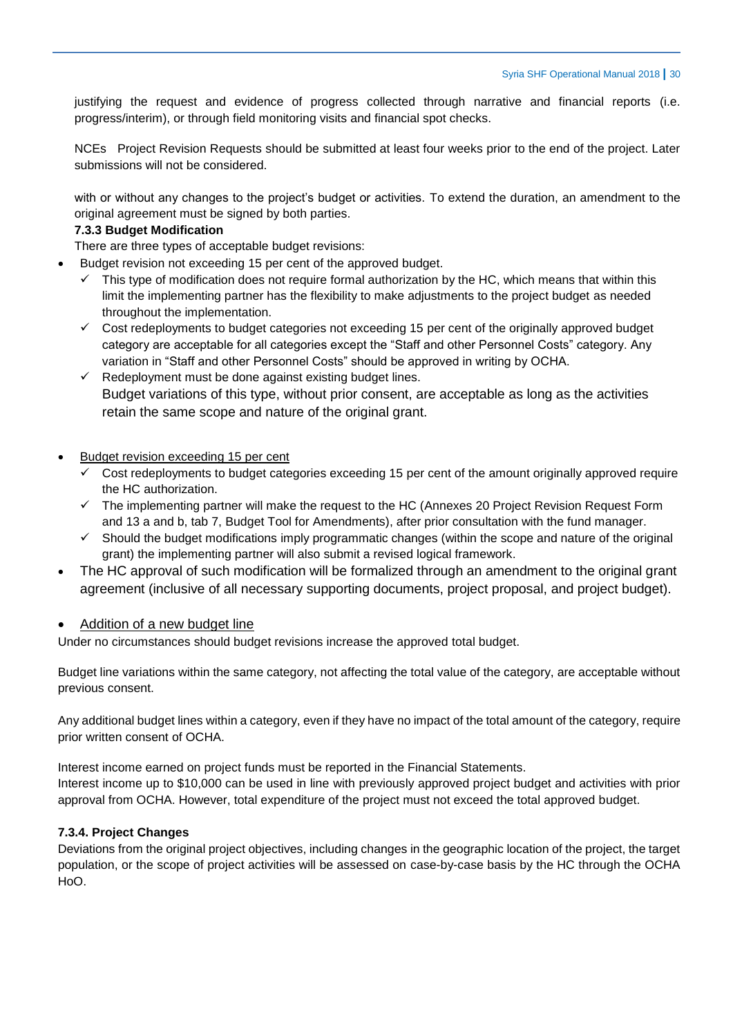justifying the request and evidence of progress collected through narrative and financial reports (i.e. progress/interim), or through field monitoring visits and financial spot checks.

NCEs Project Revision Requests should be submitted at least four weeks prior to the end of the project. Later submissions will not be considered.

with or without any changes to the project's budget or activities. To extend the duration, an amendment to the original agreement must be signed by both parties.

**7.3.3 Budget Modification**

There are three types of acceptable budget revisions:

- Budget revision not exceeding 15 per cent of the approved budget.
  - ✓ This type of modification does not require formal authorization by the HC, which means that within this limit the implementing partner has the flexibility to make adjustments to the project budget as needed throughout the implementation.
  - ✓ Cost redeployments to budget categories not exceeding 15 per cent of the originally approved budget category are acceptable for all categories except the "Staff and other Personnel Costs" category. Any variation in "Staff and other Personnel Costs" should be approved in writing by OCHA.
  - ✓ Redeployment must be done against existing budget lines.

    Budget variations of this type, without prior consent, are acceptable as long as the activities retain the same scope and nature of the original grant.

- Budget revision exceeding 15 per cent
  - ✓ Cost redeployments to budget categories exceeding 15 per cent of the amount originally approved require the HC authorization.
  - ✓ The implementing partner will make the request to the HC (Annexes 20 Project Revision Request Form and 13 a and b, tab 7, Budget Tool for Amendments), after prior consultation with the fund manager.
  - ✓ Should the budget modifications imply programmatic changes (within the scope and nature of the original grant) the implementing partner will also submit a revised logical framework.
- The HC approval of such modification will be formalized through an amendment to the original grant agreement (inclusive of all necessary supporting documents, project proposal, and project budget).

- Addition of a new budget line

Under no circumstances should budget revisions increase the approved total budget.

Budget line variations within the same category, not affecting the total value of the category, are acceptable without previous consent.

Any additional budget lines within a category, even if they have no impact of the total amount of the category, require prior written consent of OCHA.

Interest income earned on project funds must be reported in the Financial Statements.
Interest income up to $10,000 can be used in line with previously approved project budget and activities with prior approval from OCHA. However, total expenditure of the project must not exceed the total approved budget.

**7.3.4. Project Changes**

Deviations from the original project objectives, including changes in the geographic location of the project, the target population, or the scope of project activities will be assessed on case-by-case basis by the HC through the OCHA HoO.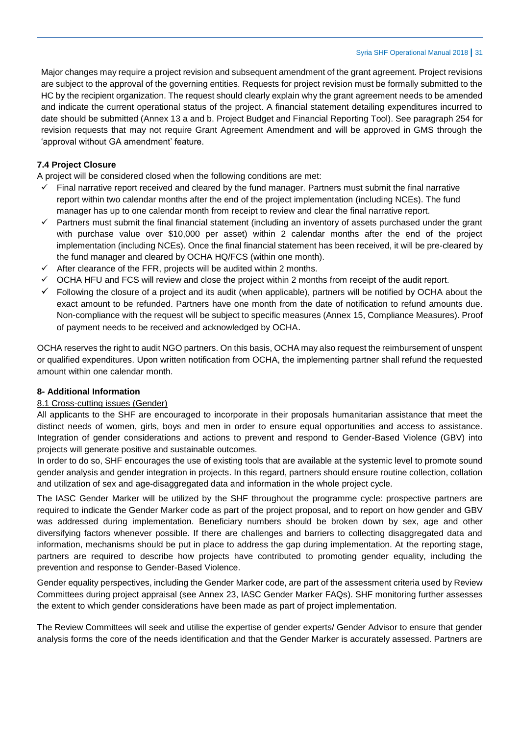Major changes may require a project revision and subsequent amendment of the grant agreement. Project revisions are subject to the approval of the governing entities. Requests for project revision must be formally submitted to the HC by the recipient organization. The request should clearly explain why the grant agreement needs to be amended and indicate the current operational status of the project. A financial statement detailing expenditures incurred to date should be submitted (Annex 13 a and b. Project Budget and Financial Reporting Tool). See paragraph 254 for revision requests that may not require Grant Agreement Amendment and will be approved in GMS through the 'approval without GA amendment' feature.

### 7.4 Project Closure

A project will be considered closed when the following conditions are met:

- ✓ Final narrative report received and cleared by the fund manager. Partners must submit the final narrative report within two calendar months after the end of the project implementation (including NCEs). The fund manager has up to one calendar month from receipt to review and clear the final narrative report.
- ✓ Partners must submit the final financial statement (including an inventory of assets purchased under the grant with purchase value over $10,000 per asset) within 2 calendar months after the end of the project implementation (including NCEs). Once the final financial statement has been received, it will be pre-cleared by the fund manager and cleared by OCHA HQ/FCS (within one month).
- ✓ After clearance of the FFR, projects will be audited within 2 months.
- ✓ OCHA HFU and FCS will review and close the project within 2 months from receipt of the audit report.
- ✓ Following the closure of a project and its audit (when applicable), partners will be notified by OCHA about the exact amount to be refunded. Partners have one month from the date of notification to refund amounts due. Non-compliance with the request will be subject to specific measures (Annex 15, Compliance Measures). Proof of payment needs to be received and acknowledged by OCHA.

OCHA reserves the right to audit NGO partners. On this basis, OCHA may also request the reimbursement of unspent or qualified expenditures. Upon written notification from OCHA, the implementing partner shall refund the requested amount within one calendar month.

## 8- Additional Information

### 8.1 Cross-cutting issues (Gender)

All applicants to the SHF are encouraged to incorporate in their proposals humanitarian assistance that meet the distinct needs of women, girls, boys and men in order to ensure equal opportunities and access to assistance. Integration of gender considerations and actions to prevent and respond to Gender-Based Violence (GBV) into projects will generate positive and sustainable outcomes.

In order to do so, SHF encourages the use of existing tools that are available at the systemic level to promote sound gender analysis and gender integration in projects. In this regard, partners should ensure routine collection, collation and utilization of sex and age-disaggregated data and information in the whole project cycle.

The IASC Gender Marker will be utilized by the SHF throughout the programme cycle: prospective partners are required to indicate the Gender Marker code as part of the project proposal, and to report on how gender and GBV was addressed during implementation. Beneficiary numbers should be broken down by sex, age and other diversifying factors whenever possible. If there are challenges and barriers to collecting disaggregated data and information, mechanisms should be put in place to address the gap during implementation. At the reporting stage, partners are required to describe how projects have contributed to promoting gender equality, including the prevention and response to Gender-Based Violence.

Gender equality perspectives, including the Gender Marker code, are part of the assessment criteria used by Review Committees during project appraisal (see Annex 23, IASC Gender Marker FAQs). SHF monitoring further assesses the extent to which gender considerations have been made as part of project implementation.

The Review Committees will seek and utilise the expertise of gender experts/ Gender Advisor to ensure that gender analysis forms the core of the needs identification and that the Gender Marker is accurately assessed. Partners are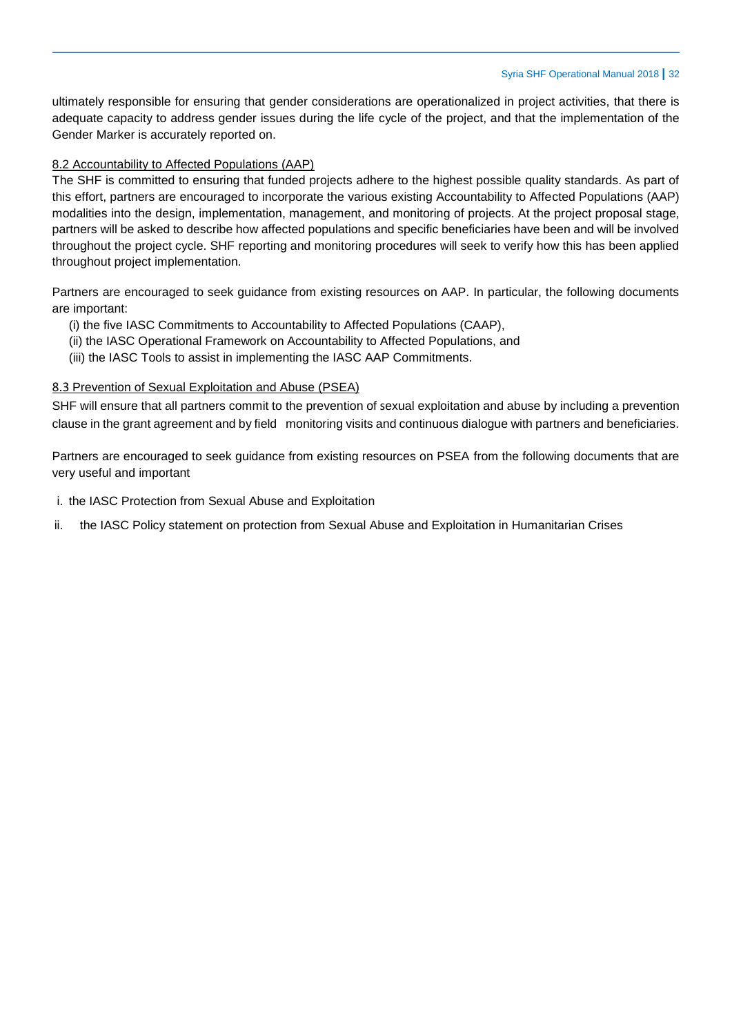ultimately responsible for ensuring that gender considerations are operationalized in project activities, that there is adequate capacity to address gender issues during the life cycle of the project, and that the implementation of the Gender Marker is accurately reported on.

### 8.2 Accountability to Affected Populations (AAP)

The SHF is committed to ensuring that funded projects adhere to the highest possible quality standards. As part of this effort, partners are encouraged to incorporate the various existing Accountability to Affected Populations (AAP) modalities into the design, implementation, management, and monitoring of projects. At the project proposal stage, partners will be asked to describe how affected populations and specific beneficiaries have been and will be involved throughout the project cycle. SHF reporting and monitoring procedures will seek to verify how this has been applied throughout project implementation.

Partners are encouraged to seek guidance from existing resources on AAP. In particular, the following documents are important:

(i) the five IASC Commitments to Accountability to Affected Populations (CAAP),
(ii) the IASC Operational Framework on Accountability to Affected Populations, and
(iii) the IASC Tools to assist in implementing the IASC AAP Commitments.

### 8.3 Prevention of Sexual Exploitation and Abuse (PSEA)

SHF will ensure that all partners commit to the prevention of sexual exploitation and abuse by including a prevention clause in the grant agreement and by field monitoring visits and continuous dialogue with partners and beneficiaries.

Partners are encouraged to seek guidance from existing resources on PSEA from the following documents that are very useful and important

i. the IASC Protection from Sexual Abuse and Exploitation

ii. the IASC Policy statement on protection from Sexual Abuse and Exploitation in Humanitarian Crises